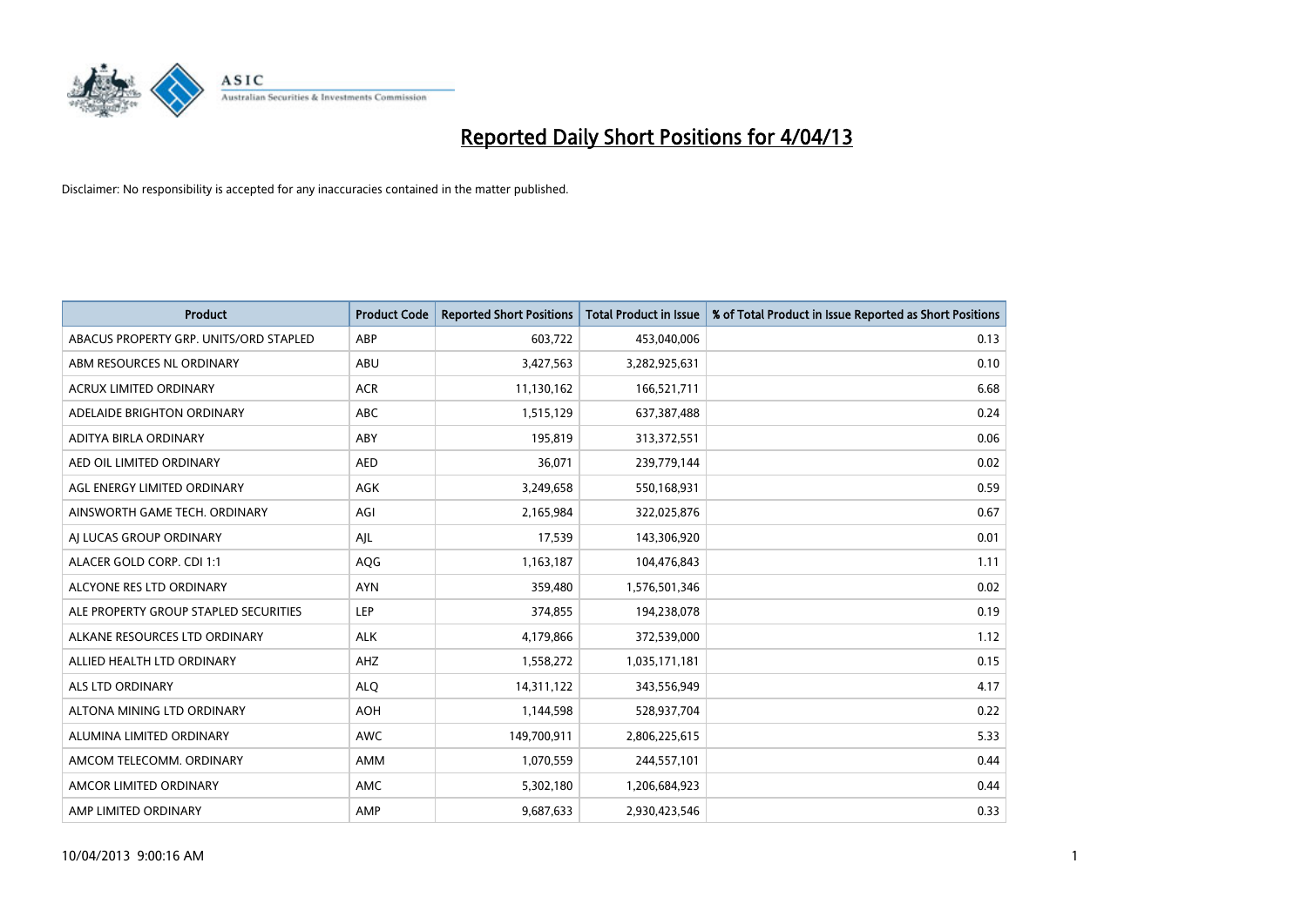# Reported Daily Short Positions for 4/04/13

Disclaimer: No responsibility is accepted for any inaccuracies contained in the matter published.

| Product | Product Code | Reported Short Positions | Total Product in Issue | % of Total Product in Issue Reported as Short Positions |
|---|---|---|---|---|
| ABACUS PROPERTY GRP. UNITS/ORD STAPLED | ABP | 603,722 | 453,040,006 | 0.13 |
| ABM RESOURCES NL ORDINARY | ABU | 3,427,563 | 3,282,925,631 | 0.10 |
| ACRUX LIMITED ORDINARY | ACR | 11,130,162 | 166,521,711 | 6.68 |
| ADELAIDE BRIGHTON ORDINARY | ABC | 1,515,129 | 637,387,488 | 0.24 |
| ADITYA BIRLA ORDINARY | ABY | 195,819 | 313,372,551 | 0.06 |
| AED OIL LIMITED ORDINARY | AED | 36,071 | 239,779,144 | 0.02 |
| AGL ENERGY LIMITED ORDINARY | AGK | 3,249,658 | 550,168,931 | 0.59 |
| AINSWORTH GAME TECH. ORDINARY | AGI | 2,165,984 | 322,025,876 | 0.67 |
| AJ LUCAS GROUP ORDINARY | AJL | 17,539 | 143,306,920 | 0.01 |
| ALACER GOLD CORP. CDI 1:1 | AQG | 1,163,187 | 104,476,843 | 1.11 |
| ALCYONE RES LTD ORDINARY | AYN | 359,480 | 1,576,501,346 | 0.02 |
| ALE PROPERTY GROUP STAPLED SECURITIES | LEP | 374,855 | 194,238,078 | 0.19 |
| ALKANE RESOURCES LTD ORDINARY | ALK | 4,179,866 | 372,539,000 | 1.12 |
| ALLIED HEALTH LTD ORDINARY | AHZ | 1,558,272 | 1,035,171,181 | 0.15 |
| ALS LTD ORDINARY | ALQ | 14,311,122 | 343,556,949 | 4.17 |
| ALTONA MINING LTD ORDINARY | AOH | 1,144,598 | 528,937,704 | 0.22 |
| ALUMINA LIMITED ORDINARY | AWC | 149,700,911 | 2,806,225,615 | 5.33 |
| AMCOM TELECOMM. ORDINARY | AMM | 1,070,559 | 244,557,101 | 0.44 |
| AMCOR LIMITED ORDINARY | AMC | 5,302,180 | 1,206,684,923 | 0.44 |
| AMP LIMITED ORDINARY | AMP | 9,687,633 | 2,930,423,546 | 0.33 |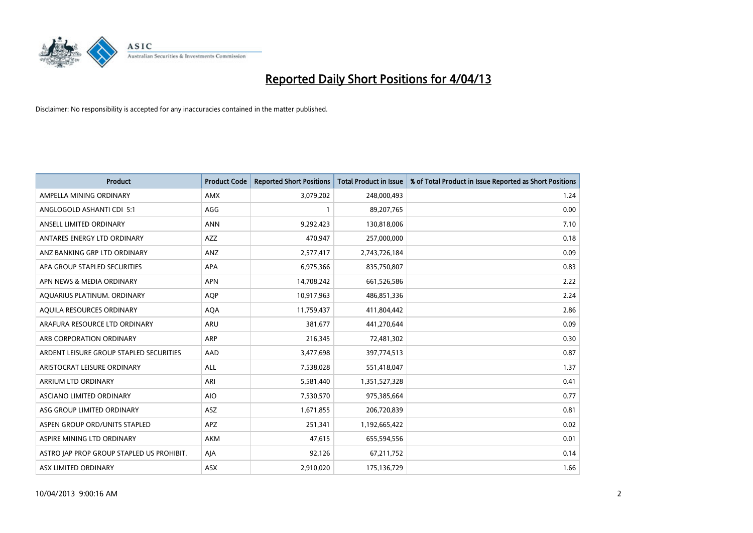# Reported Daily Short Positions for 4/04/13

Disclaimer: No responsibility is accepted for any inaccuracies contained in the matter published.

| Product | Product Code | Reported Short Positions | Total Product in Issue | % of Total Product in Issue Reported as Short Positions |
|---|---|---|---|---|
| AMPELLA MINING ORDINARY | AMX | 3,079,202 | 248,000,493 | 1.24 |
| ANGLOGOLD ASHANTI CDI 5:1 | AGG | 1 | 89,207,765 | 0.00 |
| ANSELL LIMITED ORDINARY | ANN | 9,292,423 | 130,818,006 | 7.10 |
| ANTARES ENERGY LTD ORDINARY | AZZ | 470,947 | 257,000,000 | 0.18 |
| ANZ BANKING GRP LTD ORDINARY | ANZ | 2,577,417 | 2,743,726,184 | 0.09 |
| APA GROUP STAPLED SECURITIES | APA | 6,975,366 | 835,750,807 | 0.83 |
| APN NEWS & MEDIA ORDINARY | APN | 14,708,242 | 661,526,586 | 2.22 |
| AQUARIUS PLATINUM. ORDINARY | AQP | 10,917,963 | 486,851,336 | 2.24 |
| AQUILA RESOURCES ORDINARY | AQA | 11,759,437 | 411,804,442 | 2.86 |
| ARAFURA RESOURCE LTD ORDINARY | ARU | 381,677 | 441,270,644 | 0.09 |
| ARB CORPORATION ORDINARY | ARP | 216,345 | 72,481,302 | 0.30 |
| ARDENT LEISURE GROUP STAPLED SECURITIES | AAD | 3,477,698 | 397,774,513 | 0.87 |
| ARISTOCRAT LEISURE ORDINARY | ALL | 7,538,028 | 551,418,047 | 1.37 |
| ARRIUM LTD ORDINARY | ARI | 5,581,440 | 1,351,527,328 | 0.41 |
| ASCIANO LIMITED ORDINARY | AIO | 7,530,570 | 975,385,664 | 0.77 |
| ASG GROUP LIMITED ORDINARY | ASZ | 1,671,855 | 206,720,839 | 0.81 |
| ASPEN GROUP ORD/UNITS STAPLED | APZ | 251,341 | 1,192,665,422 | 0.02 |
| ASPIRE MINING LTD ORDINARY | AKM | 47,615 | 655,594,556 | 0.01 |
| ASTRO JAP PROP GROUP STAPLED US PROHIBIT. | AJA | 92,126 | 67,211,752 | 0.14 |
| ASX LIMITED ORDINARY | ASX | 2,910,020 | 175,136,729 | 1.66 |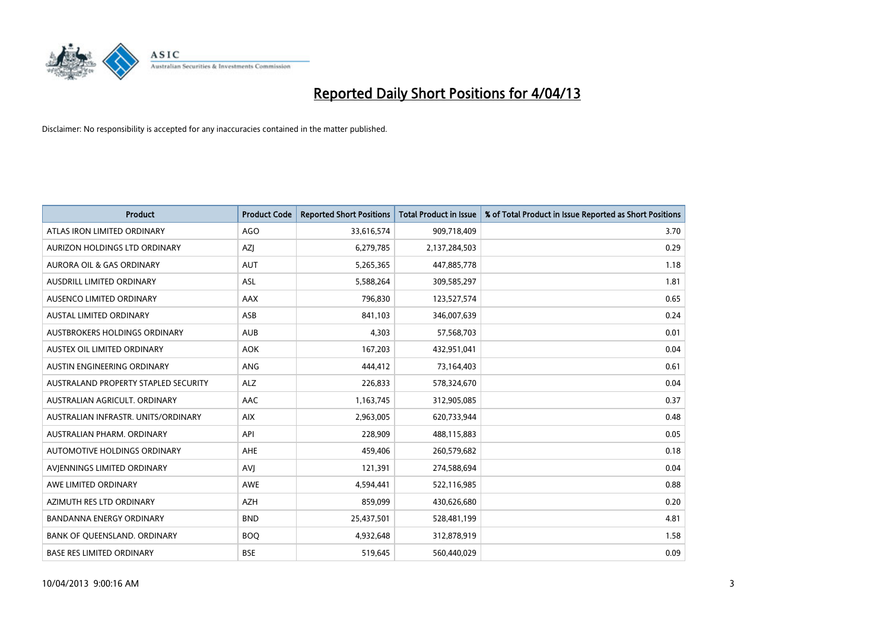# Reported Daily Short Positions for 4/04/13

Disclaimer: No responsibility is accepted for any inaccuracies contained in the matter published.

| Product | Product Code | Reported Short Positions | Total Product in Issue | % of Total Product in Issue Reported as Short Positions |
|---|---|---|---|---|
| ATLAS IRON LIMITED ORDINARY | AGO | 33,616,574 | 909,718,409 | 3.70 |
| AURIZON HOLDINGS LTD ORDINARY | AZJ | 6,279,785 | 2,137,284,503 | 0.29 |
| AURORA OIL & GAS ORDINARY | AUT | 5,265,365 | 447,885,778 | 1.18 |
| AUSDRILL LIMITED ORDINARY | ASL | 5,588,264 | 309,585,297 | 1.81 |
| AUSENCO LIMITED ORDINARY | AAX | 796,830 | 123,527,574 | 0.65 |
| AUSTAL LIMITED ORDINARY | ASB | 841,103 | 346,007,639 | 0.24 |
| AUSTBROKERS HOLDINGS ORDINARY | AUB | 4,303 | 57,568,703 | 0.01 |
| AUSTEX OIL LIMITED ORDINARY | AOK | 167,203 | 432,951,041 | 0.04 |
| AUSTIN ENGINEERING ORDINARY | ANG | 444,412 | 73,164,403 | 0.61 |
| AUSTRALAND PROPERTY STAPLED SECURITY | ALZ | 226,833 | 578,324,670 | 0.04 |
| AUSTRALIAN AGRICULT. ORDINARY | AAC | 1,163,745 | 312,905,085 | 0.37 |
| AUSTRALIAN INFRASTR. UNITS/ORDINARY | AIX | 2,963,005 | 620,733,944 | 0.48 |
| AUSTRALIAN PHARM. ORDINARY | API | 228,909 | 488,115,883 | 0.05 |
| AUTOMOTIVE HOLDINGS ORDINARY | AHE | 459,406 | 260,579,682 | 0.18 |
| AVJENNINGS LIMITED ORDINARY | AVJ | 121,391 | 274,588,694 | 0.04 |
| AWE LIMITED ORDINARY | AWE | 4,594,441 | 522,116,985 | 0.88 |
| AZIMUTH RES LTD ORDINARY | AZH | 859,099 | 430,626,680 | 0.20 |
| BANDANNA ENERGY ORDINARY | BND | 25,437,501 | 528,481,199 | 4.81 |
| BANK OF QUEENSLAND. ORDINARY | BOQ | 4,932,648 | 312,878,919 | 1.58 |
| BASE RES LIMITED ORDINARY | BSE | 519,645 | 560,440,029 | 0.09 |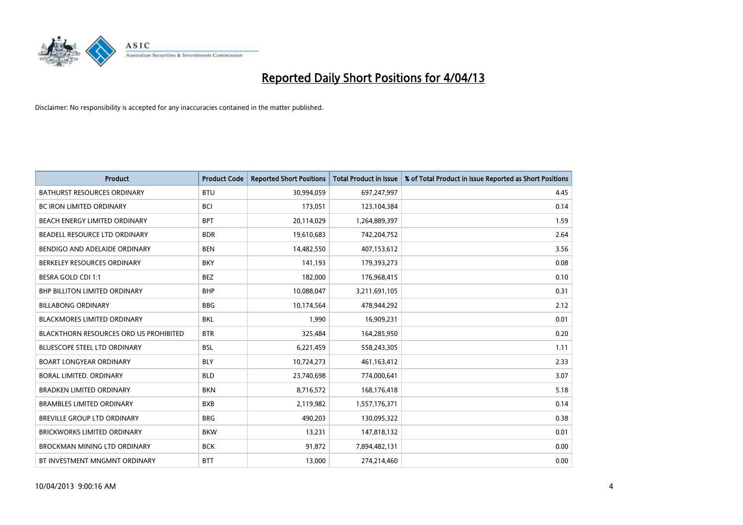# Reported Daily Short Positions for 4/04/13

Disclaimer: No responsibility is accepted for any inaccuracies contained in the matter published.

| Product | Product Code | Reported Short Positions | Total Product in Issue | % of Total Product in Issue Reported as Short Positions |
|---|---|---|---|---|
| BATHURST RESOURCES ORDINARY | BTU | 30,994,059 | 697,247,997 | 4.45 |
| BC IRON LIMITED ORDINARY | BCI | 173,051 | 123,104,384 | 0.14 |
| BEACH ENERGY LIMITED ORDINARY | BPT | 20,114,029 | 1,264,889,397 | 1.59 |
| BEADELL RESOURCE LTD ORDINARY | BDR | 19,610,683 | 742,204,752 | 2.64 |
| BENDIGO AND ADELAIDE ORDINARY | BEN | 14,482,550 | 407,153,612 | 3.56 |
| BERKELEY RESOURCES ORDINARY | BKY | 141,193 | 179,393,273 | 0.08 |
| BESRA GOLD CDI 1:1 | BEZ | 182,000 | 176,968,415 | 0.10 |
| BHP BILLITON LIMITED ORDINARY | BHP | 10,088,047 | 3,211,691,105 | 0.31 |
| BILLABONG ORDINARY | BBG | 10,174,564 | 478,944,292 | 2.12 |
| BLACKMORES LIMITED ORDINARY | BKL | 1,990 | 16,909,231 | 0.01 |
| BLACKTHORN RESOURCES ORD US PROHIBITED | BTR | 325,484 | 164,285,950 | 0.20 |
| BLUESCOPE STEEL LTD ORDINARY | BSL | 6,221,459 | 558,243,305 | 1.11 |
| BOART LONGYEAR ORDINARY | BLY | 10,724,273 | 461,163,412 | 2.33 |
| BORAL LIMITED. ORDINARY | BLD | 23,740,698 | 774,000,641 | 3.07 |
| BRADKEN LIMITED ORDINARY | BKN | 8,716,572 | 168,176,418 | 5.18 |
| BRAMBLES LIMITED ORDINARY | BXB | 2,119,982 | 1,557,176,371 | 0.14 |
| BREVILLE GROUP LTD ORDINARY | BRG | 490,203 | 130,095,322 | 0.38 |
| BRICKWORKS LIMITED ORDINARY | BKW | 13,231 | 147,818,132 | 0.01 |
| BROCKMAN MINING LTD ORDINARY | BCK | 91,872 | 7,894,482,131 | 0.00 |
| BT INVESTMENT MNGMNT ORDINARY | BTT | 13,000 | 274,214,460 | 0.00 |

10/04/2013 9:00:16 AM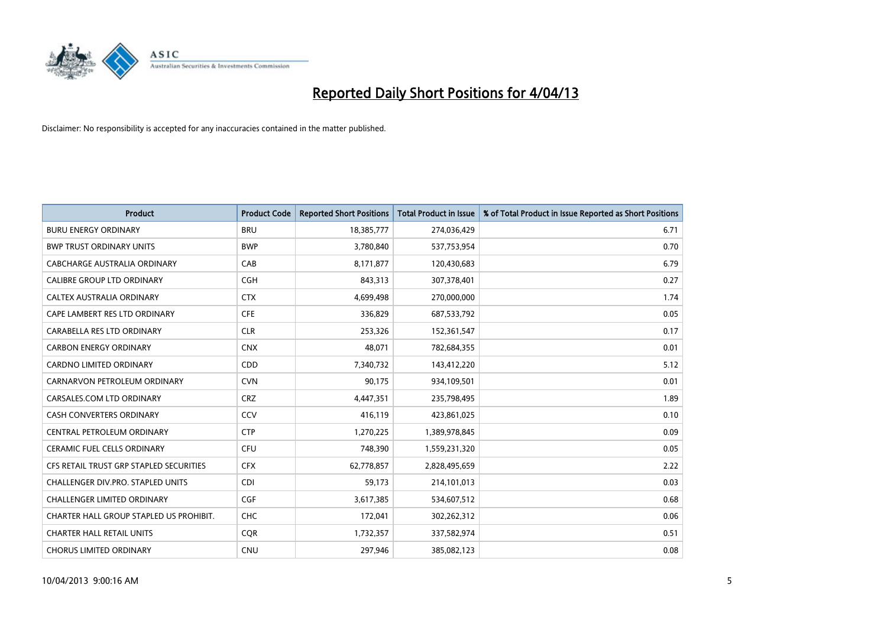# Reported Daily Short Positions for 4/04/13

Disclaimer: No responsibility is accepted for any inaccuracies contained in the matter published.

| Product | Product Code | Reported Short Positions | Total Product in Issue | % of Total Product in Issue Reported as Short Positions |
|---|---|---|---|---|
| BURU ENERGY ORDINARY | BRU | 18,385,777 | 274,036,429 | 6.71 |
| BWP TRUST ORDINARY UNITS | BWP | 3,780,840 | 537,753,954 | 0.70 |
| CABCHARGE AUSTRALIA ORDINARY | CAB | 8,171,877 | 120,430,683 | 6.79 |
| CALIBRE GROUP LTD ORDINARY | CGH | 843,313 | 307,378,401 | 0.27 |
| CALTEX AUSTRALIA ORDINARY | CTX | 4,699,498 | 270,000,000 | 1.74 |
| CAPE LAMBERT RES LTD ORDINARY | CFE | 336,829 | 687,533,792 | 0.05 |
| CARABELLA RES LTD ORDINARY | CLR | 253,326 | 152,361,547 | 0.17 |
| CARBON ENERGY ORDINARY | CNX | 48,071 | 782,684,355 | 0.01 |
| CARDNO LIMITED ORDINARY | CDD | 7,340,732 | 143,412,220 | 5.12 |
| CARNARVON PETROLEUM ORDINARY | CVN | 90,175 | 934,109,501 | 0.01 |
| CARSALES.COM LTD ORDINARY | CRZ | 4,447,351 | 235,798,495 | 1.89 |
| CASH CONVERTERS ORDINARY | CCV | 416,119 | 423,861,025 | 0.10 |
| CENTRAL PETROLEUM ORDINARY | CTP | 1,270,225 | 1,389,978,845 | 0.09 |
| CERAMIC FUEL CELLS ORDINARY | CFU | 748,390 | 1,559,231,320 | 0.05 |
| CFS RETAIL TRUST GRP STAPLED SECURITIES | CFX | 62,778,857 | 2,828,495,659 | 2.22 |
| CHALLENGER DIV.PRO. STAPLED UNITS | CDI | 59,173 | 214,101,013 | 0.03 |
| CHALLENGER LIMITED ORDINARY | CGF | 3,617,385 | 534,607,512 | 0.68 |
| CHARTER HALL GROUP STAPLED US PROHIBIT. | CHC | 172,041 | 302,262,312 | 0.06 |
| CHARTER HALL RETAIL UNITS | CQR | 1,732,357 | 337,582,974 | 0.51 |
| CHORUS LIMITED ORDINARY | CNU | 297,946 | 385,082,123 | 0.08 |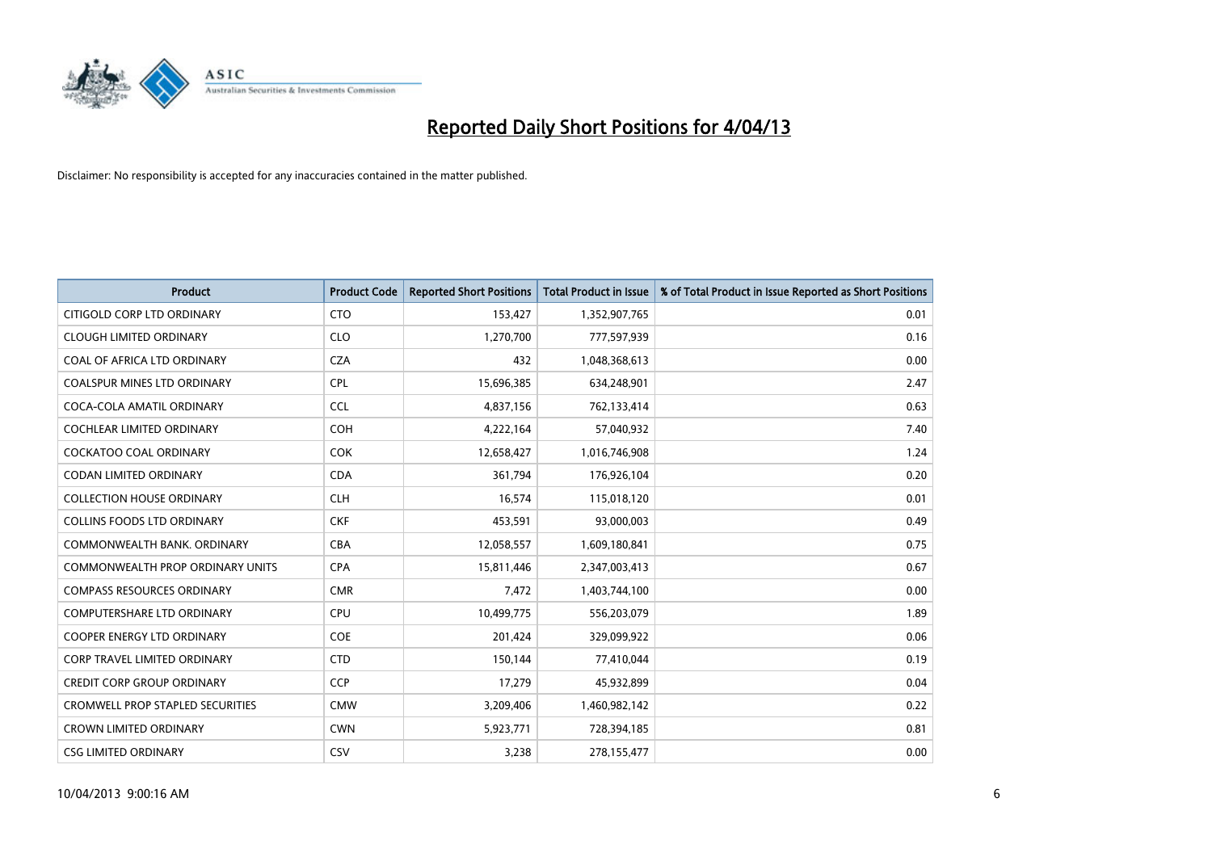# Reported Daily Short Positions for 4/04/13

Disclaimer: No responsibility is accepted for any inaccuracies contained in the matter published.

| Product | Product Code | Reported Short Positions | Total Product in Issue | % of Total Product in Issue Reported as Short Positions |
|---|---|---|---|---|
| CITIGOLD CORP LTD ORDINARY | CTO | 153,427 | 1,352,907,765 | 0.01 |
| CLOUGH LIMITED ORDINARY | CLO | 1,270,700 | 777,597,939 | 0.16 |
| COAL OF AFRICA LTD ORDINARY | CZA | 432 | 1,048,368,613 | 0.00 |
| COALSPUR MINES LTD ORDINARY | CPL | 15,696,385 | 634,248,901 | 2.47 |
| COCA-COLA AMATIL ORDINARY | CCL | 4,837,156 | 762,133,414 | 0.63 |
| COCHLEAR LIMITED ORDINARY | COH | 4,222,164 | 57,040,932 | 7.40 |
| COCKATOO COAL ORDINARY | COK | 12,658,427 | 1,016,746,908 | 1.24 |
| CODAN LIMITED ORDINARY | CDA | 361,794 | 176,926,104 | 0.20 |
| COLLECTION HOUSE ORDINARY | CLH | 16,574 | 115,018,120 | 0.01 |
| COLLINS FOODS LTD ORDINARY | CKF | 453,591 | 93,000,003 | 0.49 |
| COMMONWEALTH BANK. ORDINARY | CBA | 12,058,557 | 1,609,180,841 | 0.75 |
| COMMONWEALTH PROP ORDINARY UNITS | CPA | 15,811,446 | 2,347,003,413 | 0.67 |
| COMPASS RESOURCES ORDINARY | CMR | 7,472 | 1,403,744,100 | 0.00 |
| COMPUTERSHARE LTD ORDINARY | CPU | 10,499,775 | 556,203,079 | 1.89 |
| COOPER ENERGY LTD ORDINARY | COE | 201,424 | 329,099,922 | 0.06 |
| CORP TRAVEL LIMITED ORDINARY | CTD | 150,144 | 77,410,044 | 0.19 |
| CREDIT CORP GROUP ORDINARY | CCP | 17,279 | 45,932,899 | 0.04 |
| CROMWELL PROP STAPLED SECURITIES | CMW | 3,209,406 | 1,460,982,142 | 0.22 |
| CROWN LIMITED ORDINARY | CWN | 5,923,771 | 728,394,185 | 0.81 |
| CSG LIMITED ORDINARY | CSV | 3,238 | 278,155,477 | 0.00 |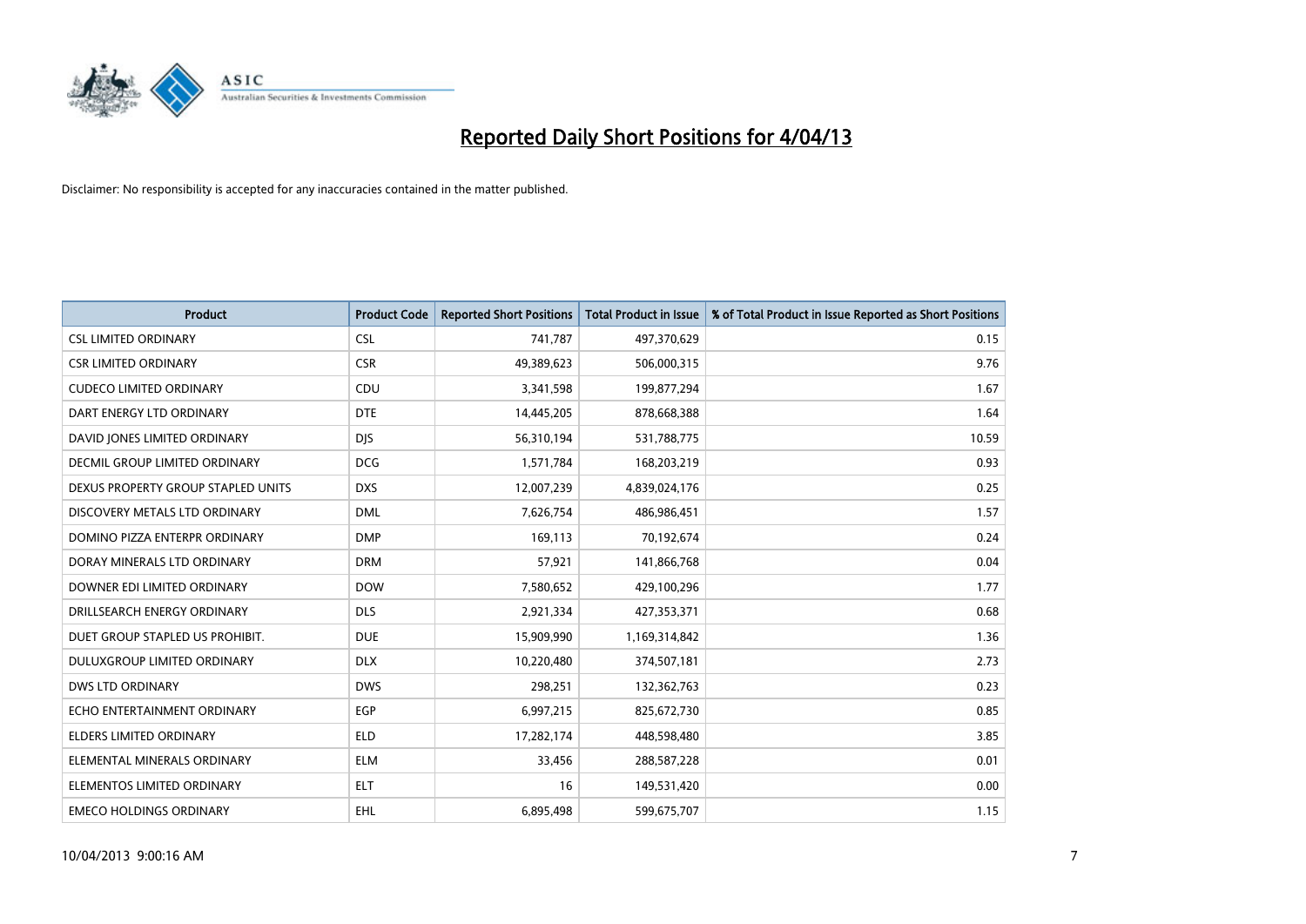# Reported Daily Short Positions for 4/04/13

Disclaimer: No responsibility is accepted for any inaccuracies contained in the matter published.

| Product | Product Code | Reported Short Positions | Total Product in Issue | % of Total Product in Issue Reported as Short Positions |
|---|---|---|---|---|
| CSL LIMITED ORDINARY | CSL | 741,787 | 497,370,629 | 0.15 |
| CSR LIMITED ORDINARY | CSR | 49,389,623 | 506,000,315 | 9.76 |
| CUDECO LIMITED ORDINARY | CDU | 3,341,598 | 199,877,294 | 1.67 |
| DART ENERGY LTD ORDINARY | DTE | 14,445,205 | 878,668,388 | 1.64 |
| DAVID JONES LIMITED ORDINARY | DJS | 56,310,194 | 531,788,775 | 10.59 |
| DECMIL GROUP LIMITED ORDINARY | DCG | 1,571,784 | 168,203,219 | 0.93 |
| DEXUS PROPERTY GROUP STAPLED UNITS | DXS | 12,007,239 | 4,839,024,176 | 0.25 |
| DISCOVERY METALS LTD ORDINARY | DML | 7,626,754 | 486,986,451 | 1.57 |
| DOMINO PIZZA ENTERPR ORDINARY | DMP | 169,113 | 70,192,674 | 0.24 |
| DORAY MINERALS LTD ORDINARY | DRM | 57,921 | 141,866,768 | 0.04 |
| DOWNER EDI LIMITED ORDINARY | DOW | 7,580,652 | 429,100,296 | 1.77 |
| DRILLSEARCH ENERGY ORDINARY | DLS | 2,921,334 | 427,353,371 | 0.68 |
| DUET GROUP STAPLED US PROHIBIT. | DUE | 15,909,990 | 1,169,314,842 | 1.36 |
| DULUXGROUP LIMITED ORDINARY | DLX | 10,220,480 | 374,507,181 | 2.73 |
| DWS LTD ORDINARY | DWS | 298,251 | 132,362,763 | 0.23 |
| ECHO ENTERTAINMENT ORDINARY | EGP | 6,997,215 | 825,672,730 | 0.85 |
| ELDERS LIMITED ORDINARY | ELD | 17,282,174 | 448,598,480 | 3.85 |
| ELEMENTAL MINERALS ORDINARY | ELM | 33,456 | 288,587,228 | 0.01 |
| ELEMENTOS LIMITED ORDINARY | ELT | 16 | 149,531,420 | 0.00 |
| EMECO HOLDINGS ORDINARY | EHL | 6,895,498 | 599,675,707 | 1.15 |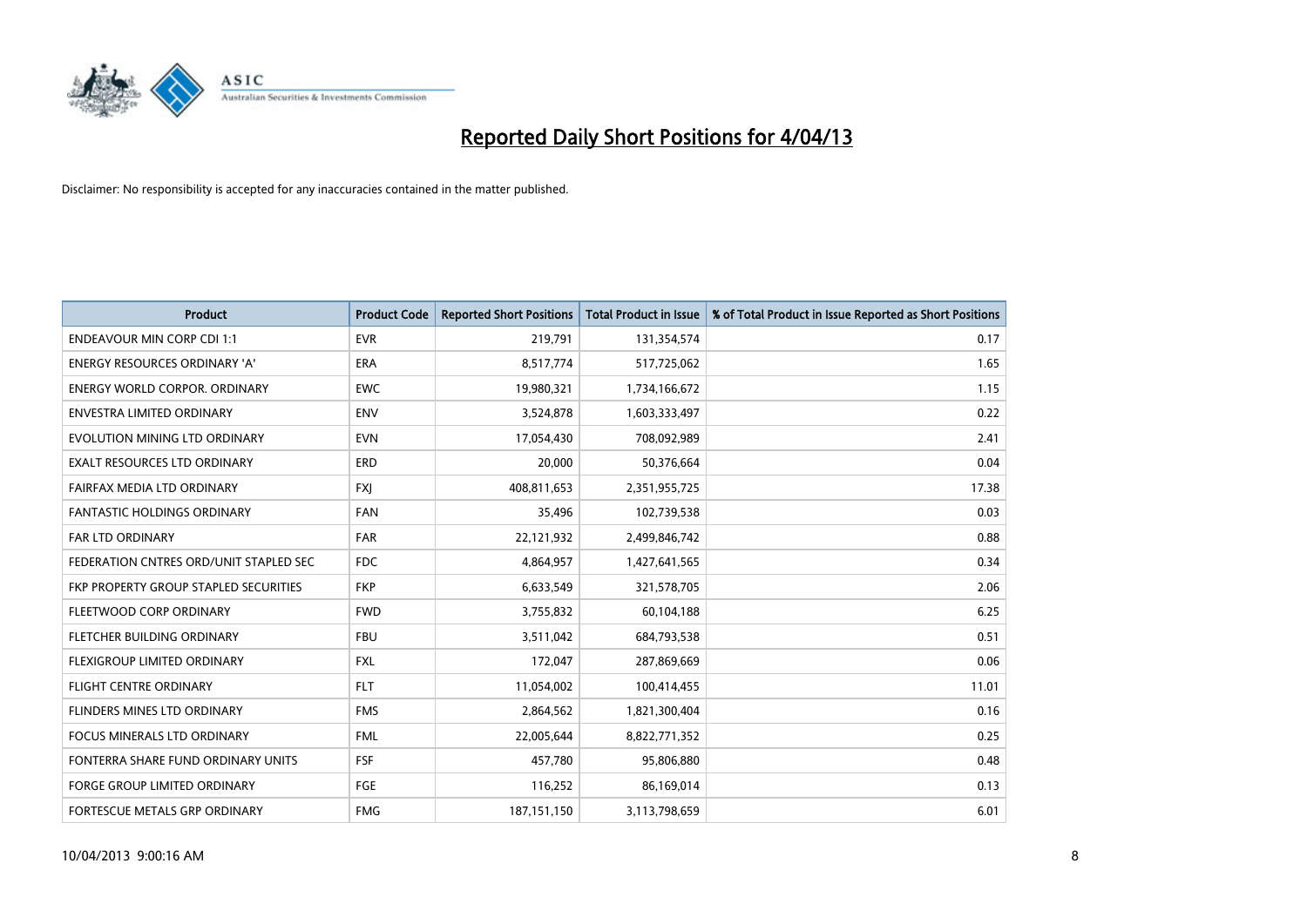# Reported Daily Short Positions for 4/04/13

Disclaimer: No responsibility is accepted for any inaccuracies contained in the matter published.

| Product | Product Code | Reported Short Positions | Total Product in Issue | % of Total Product in Issue Reported as Short Positions |
|---|---|---|---|---|
| ENDEAVOUR MIN CORP CDI 1:1 | EVR | 219,791 | 131,354,574 | 0.17 |
| ENERGY RESOURCES ORDINARY 'A' | ERA | 8,517,774 | 517,725,062 | 1.65 |
| ENERGY WORLD CORPOR. ORDINARY | EWC | 19,980,321 | 1,734,166,672 | 1.15 |
| ENVESTRA LIMITED ORDINARY | ENV | 3,524,878 | 1,603,333,497 | 0.22 |
| EVOLUTION MINING LTD ORDINARY | EVN | 17,054,430 | 708,092,989 | 2.41 |
| EXALT RESOURCES LTD ORDINARY | ERD | 20,000 | 50,376,664 | 0.04 |
| FAIRFAX MEDIA LTD ORDINARY | FXJ | 408,811,653 | 2,351,955,725 | 17.38 |
| FANTASTIC HOLDINGS ORDINARY | FAN | 35,496 | 102,739,538 | 0.03 |
| FAR LTD ORDINARY | FAR | 22,121,932 | 2,499,846,742 | 0.88 |
| FEDERATION CNTRES ORD/UNIT STAPLED SEC | FDC | 4,864,957 | 1,427,641,565 | 0.34 |
| FKP PROPERTY GROUP STAPLED SECURITIES | FKP | 6,633,549 | 321,578,705 | 2.06 |
| FLEETWOOD CORP ORDINARY | FWD | 3,755,832 | 60,104,188 | 6.25 |
| FLETCHER BUILDING ORDINARY | FBU | 3,511,042 | 684,793,538 | 0.51 |
| FLEXIGROUP LIMITED ORDINARY | FXL | 172,047 | 287,869,669 | 0.06 |
| FLIGHT CENTRE ORDINARY | FLT | 11,054,002 | 100,414,455 | 11.01 |
| FLINDERS MINES LTD ORDINARY | FMS | 2,864,562 | 1,821,300,404 | 0.16 |
| FOCUS MINERALS LTD ORDINARY | FML | 22,005,644 | 8,822,771,352 | 0.25 |
| FONTERRA SHARE FUND ORDINARY UNITS | FSF | 457,780 | 95,806,880 | 0.48 |
| FORGE GROUP LIMITED ORDINARY | FGE | 116,252 | 86,169,014 | 0.13 |
| FORTESCUE METALS GRP ORDINARY | FMG | 187,151,150 | 3,113,798,659 | 6.01 |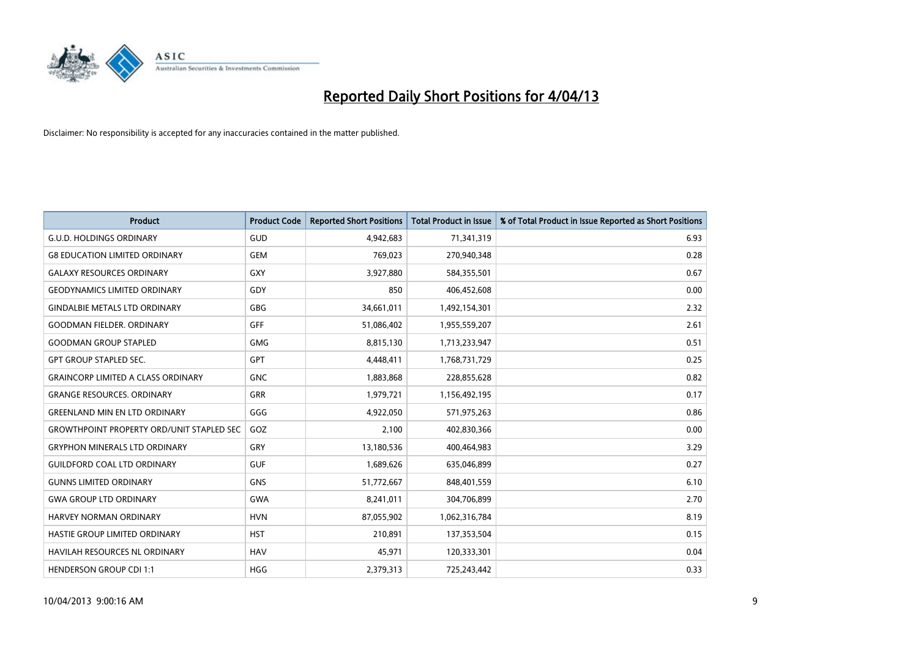# Reported Daily Short Positions for 4/04/13

Disclaimer: No responsibility is accepted for any inaccuracies contained in the matter published.

| Product | Product Code | Reported Short Positions | Total Product in Issue | % of Total Product in Issue Reported as Short Positions |
|---|---|---|---|---|
| G.U.D. HOLDINGS ORDINARY | GUD | 4,942,683 | 71,341,319 | 6.93 |
| G8 EDUCATION LIMITED ORDINARY | GEM | 769,023 | 270,940,348 | 0.28 |
| GALAXY RESOURCES ORDINARY | GXY | 3,927,880 | 584,355,501 | 0.67 |
| GEODYNAMICS LIMITED ORDINARY | GDY | 850 | 406,452,608 | 0.00 |
| GINDALBIE METALS LTD ORDINARY | GBG | 34,661,011 | 1,492,154,301 | 2.32 |
| GOODMAN FIELDER. ORDINARY | GFF | 51,086,402 | 1,955,559,207 | 2.61 |
| GOODMAN GROUP STAPLED | GMG | 8,815,130 | 1,713,233,947 | 0.51 |
| GPT GROUP STAPLED SEC. | GPT | 4,448,411 | 1,768,731,729 | 0.25 |
| GRAINCORP LIMITED A CLASS ORDINARY | GNC | 1,883,868 | 228,855,628 | 0.82 |
| GRANGE RESOURCES. ORDINARY | GRR | 1,979,721 | 1,156,492,195 | 0.17 |
| GREENLAND MIN EN LTD ORDINARY | GGG | 4,922,050 | 571,975,263 | 0.86 |
| GROWTHPOINT PROPERTY ORD/UNIT STAPLED SEC | GOZ | 2,100 | 402,830,366 | 0.00 |
| GRYPHON MINERALS LTD ORDINARY | GRY | 13,180,536 | 400,464,983 | 3.29 |
| GUILDFORD COAL LTD ORDINARY | GUF | 1,689,626 | 635,046,899 | 0.27 |
| GUNNS LIMITED ORDINARY | GNS | 51,772,667 | 848,401,559 | 6.10 |
| GWA GROUP LTD ORDINARY | GWA | 8,241,011 | 304,706,899 | 2.70 |
| HARVEY NORMAN ORDINARY | HVN | 87,055,902 | 1,062,316,784 | 8.19 |
| HASTIE GROUP LIMITED ORDINARY | HST | 210,891 | 137,353,504 | 0.15 |
| HAVILAH RESOURCES NL ORDINARY | HAV | 45,971 | 120,333,301 | 0.04 |
| HENDERSON GROUP CDI 1:1 | HGG | 2,379,313 | 725,243,442 | 0.33 |

10/04/2013 9:00:16 AM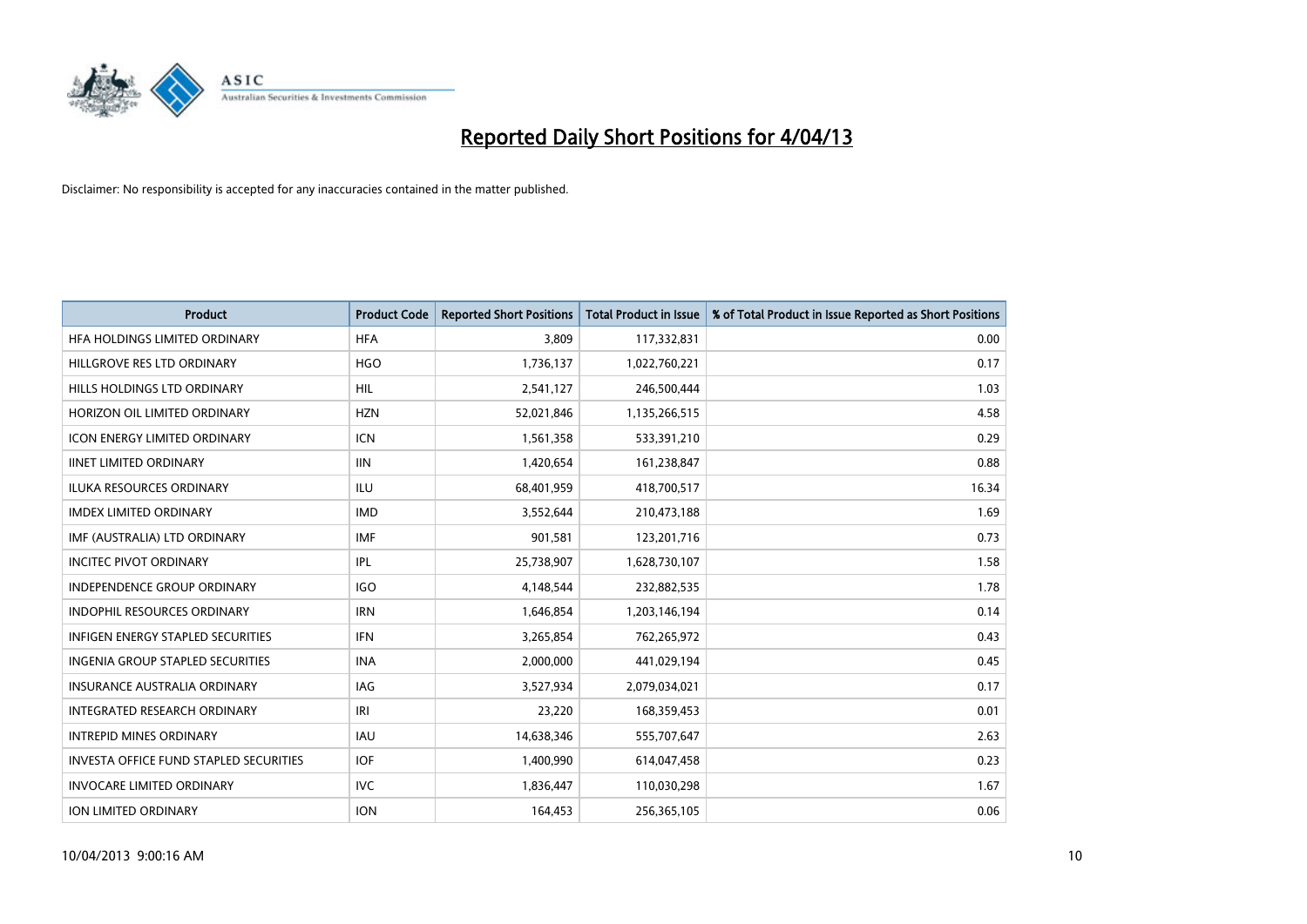# Reported Daily Short Positions for 4/04/13

Disclaimer: No responsibility is accepted for any inaccuracies contained in the matter published.

| Product | Product Code | Reported Short Positions | Total Product in Issue | % of Total Product in Issue Reported as Short Positions |
|---|---|---|---|---|
| HFA HOLDINGS LIMITED ORDINARY | HFA | 3,809 | 117,332,831 | 0.00 |
| HILLGROVE RES LTD ORDINARY | HGO | 1,736,137 | 1,022,760,221 | 0.17 |
| HILLS HOLDINGS LTD ORDINARY | HIL | 2,541,127 | 246,500,444 | 1.03 |
| HORIZON OIL LIMITED ORDINARY | HZN | 52,021,846 | 1,135,266,515 | 4.58 |
| ICON ENERGY LIMITED ORDINARY | ICN | 1,561,358 | 533,391,210 | 0.29 |
| IINET LIMITED ORDINARY | IIN | 1,420,654 | 161,238,847 | 0.88 |
| ILUKA RESOURCES ORDINARY | ILU | 68,401,959 | 418,700,517 | 16.34 |
| IMDEX LIMITED ORDINARY | IMD | 3,552,644 | 210,473,188 | 1.69 |
| IMF (AUSTRALIA) LTD ORDINARY | IMF | 901,581 | 123,201,716 | 0.73 |
| INCITEC PIVOT ORDINARY | IPL | 25,738,907 | 1,628,730,107 | 1.58 |
| INDEPENDENCE GROUP ORDINARY | IGO | 4,148,544 | 232,882,535 | 1.78 |
| INDOPHIL RESOURCES ORDINARY | IRN | 1,646,854 | 1,203,146,194 | 0.14 |
| INFIGEN ENERGY STAPLED SECURITIES | IFN | 3,265,854 | 762,265,972 | 0.43 |
| INGENIA GROUP STAPLED SECURITIES | INA | 2,000,000 | 441,029,194 | 0.45 |
| INSURANCE AUSTRALIA ORDINARY | IAG | 3,527,934 | 2,079,034,021 | 0.17 |
| INTEGRATED RESEARCH ORDINARY | IRI | 23,220 | 168,359,453 | 0.01 |
| INTREPID MINES ORDINARY | IAU | 14,638,346 | 555,707,647 | 2.63 |
| INVESTA OFFICE FUND STAPLED SECURITIES | IOF | 1,400,990 | 614,047,458 | 0.23 |
| INVOCARE LIMITED ORDINARY | IVC | 1,836,447 | 110,030,298 | 1.67 |
| ION LIMITED ORDINARY | ION | 164,453 | 256,365,105 | 0.06 |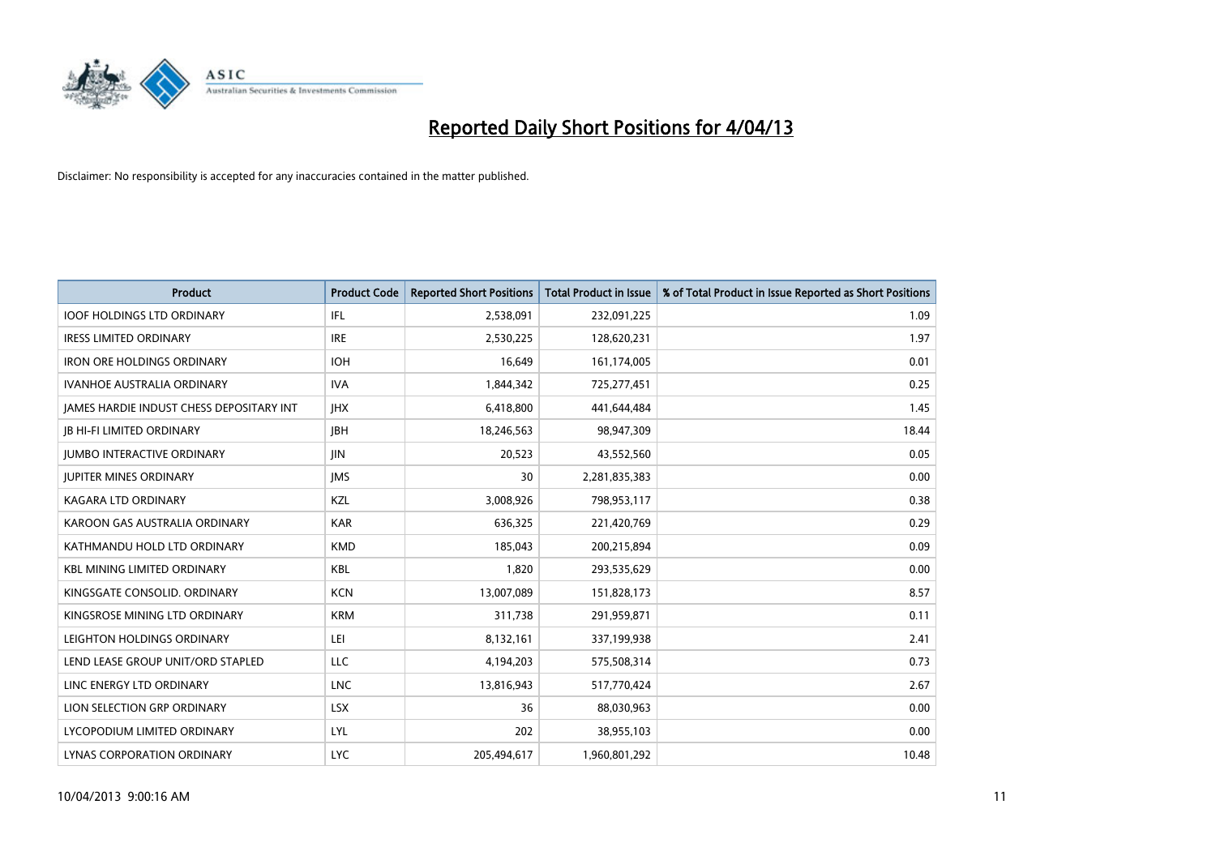# Reported Daily Short Positions for 4/04/13

Disclaimer: No responsibility is accepted for any inaccuracies contained in the matter published.

| Product | Product Code | Reported Short Positions | Total Product in Issue | % of Total Product in Issue Reported as Short Positions |
|---|---|---|---|---|
| IOOF HOLDINGS LTD ORDINARY | IFL | 2,538,091 | 232,091,225 | 1.09 |
| IRESS LIMITED ORDINARY | IRE | 2,530,225 | 128,620,231 | 1.97 |
| IRON ORE HOLDINGS ORDINARY | IOH | 16,649 | 161,174,005 | 0.01 |
| IVANHOE AUSTRALIA ORDINARY | IVA | 1,844,342 | 725,277,451 | 0.25 |
| JAMES HARDIE INDUST CHESS DEPOSITARY INT | JHX | 6,418,800 | 441,644,484 | 1.45 |
| JB HI-FI LIMITED ORDINARY | JBH | 18,246,563 | 98,947,309 | 18.44 |
| JUMBO INTERACTIVE ORDINARY | JIN | 20,523 | 43,552,560 | 0.05 |
| JUPITER MINES ORDINARY | JMS | 30 | 2,281,835,383 | 0.00 |
| KAGARA LTD ORDINARY | KZL | 3,008,926 | 798,953,117 | 0.38 |
| KAROON GAS AUSTRALIA ORDINARY | KAR | 636,325 | 221,420,769 | 0.29 |
| KATHMANDU HOLD LTD ORDINARY | KMD | 185,043 | 200,215,894 | 0.09 |
| KBL MINING LIMITED ORDINARY | KBL | 1,820 | 293,535,629 | 0.00 |
| KINGSGATE CONSOLID. ORDINARY | KCN | 13,007,089 | 151,828,173 | 8.57 |
| KINGSROSE MINING LTD ORDINARY | KRM | 311,738 | 291,959,871 | 0.11 |
| LEIGHTON HOLDINGS ORDINARY | LEI | 8,132,161 | 337,199,938 | 2.41 |
| LEND LEASE GROUP UNIT/ORD STAPLED | LLC | 4,194,203 | 575,508,314 | 0.73 |
| LINC ENERGY LTD ORDINARY | LNC | 13,816,943 | 517,770,424 | 2.67 |
| LION SELECTION GRP ORDINARY | LSX | 36 | 88,030,963 | 0.00 |
| LYCOPODIUM LIMITED ORDINARY | LYL | 202 | 38,955,103 | 0.00 |
| LYNAS CORPORATION ORDINARY | LYC | 205,494,617 | 1,960,801,292 | 10.48 |

10/04/2013 9:00:16 AM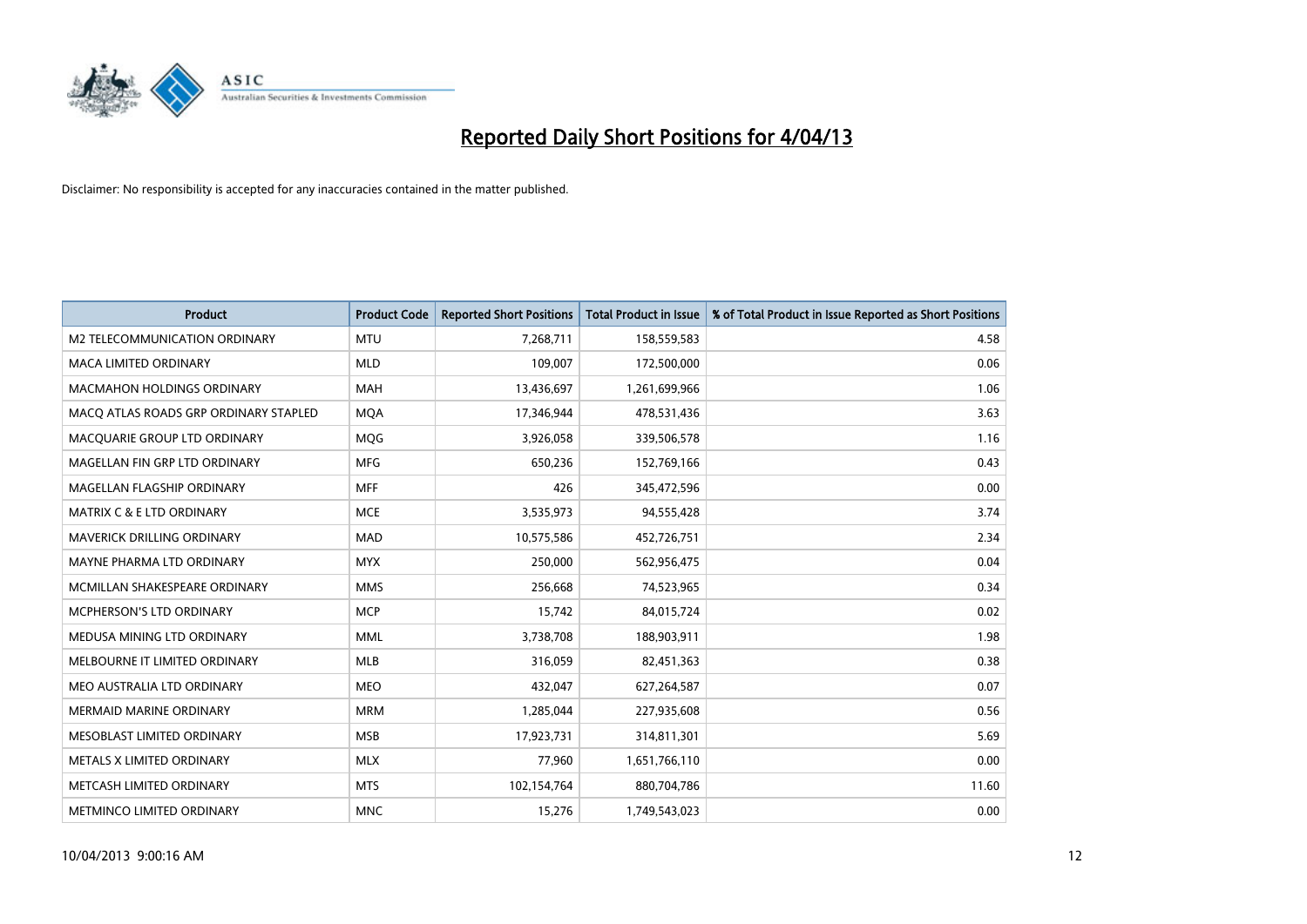# Reported Daily Short Positions for 4/04/13

Disclaimer: No responsibility is accepted for any inaccuracies contained in the matter published.

| Product | Product Code | Reported Short Positions | Total Product in Issue | % of Total Product in Issue Reported as Short Positions |
| --- | --- | --- | --- | --- |
| M2 TELECOMMUNICATION ORDINARY | MTU | 7,268,711 | 158,559,583 | 4.58 |
| MACA LIMITED ORDINARY | MLD | 109,007 | 172,500,000 | 0.06 |
| MACMAHON HOLDINGS ORDINARY | MAH | 13,436,697 | 1,261,699,966 | 1.06 |
| MACQ ATLAS ROADS GRP ORDINARY STAPLED | MQA | 17,346,944 | 478,531,436 | 3.63 |
| MACQUARIE GROUP LTD ORDINARY | MQG | 3,926,058 | 339,506,578 | 1.16 |
| MAGELLAN FIN GRP LTD ORDINARY | MFG | 650,236 | 152,769,166 | 0.43 |
| MAGELLAN FLAGSHIP ORDINARY | MFF | 426 | 345,472,596 | 0.00 |
| MATRIX C & E LTD ORDINARY | MCE | 3,535,973 | 94,555,428 | 3.74 |
| MAVERICK DRILLING ORDINARY | MAD | 10,575,586 | 452,726,751 | 2.34 |
| MAYNE PHARMA LTD ORDINARY | MYX | 250,000 | 562,956,475 | 0.04 |
| MCMILLAN SHAKESPEARE ORDINARY | MMS | 256,668 | 74,523,965 | 0.34 |
| MCPHERSON'S LTD ORDINARY | MCP | 15,742 | 84,015,724 | 0.02 |
| MEDUSA MINING LTD ORDINARY | MML | 3,738,708 | 188,903,911 | 1.98 |
| MELBOURNE IT LIMITED ORDINARY | MLB | 316,059 | 82,451,363 | 0.38 |
| MEO AUSTRALIA LTD ORDINARY | MEO | 432,047 | 627,264,587 | 0.07 |
| MERMAID MARINE ORDINARY | MRM | 1,285,044 | 227,935,608 | 0.56 |
| MESOBLAST LIMITED ORDINARY | MSB | 17,923,731 | 314,811,301 | 5.69 |
| METALS X LIMITED ORDINARY | MLX | 77,960 | 1,651,766,110 | 0.00 |
| METCASH LIMITED ORDINARY | MTS | 102,154,764 | 880,704,786 | 11.60 |
| METMINCO LIMITED ORDINARY | MNC | 15,276 | 1,749,543,023 | 0.00 |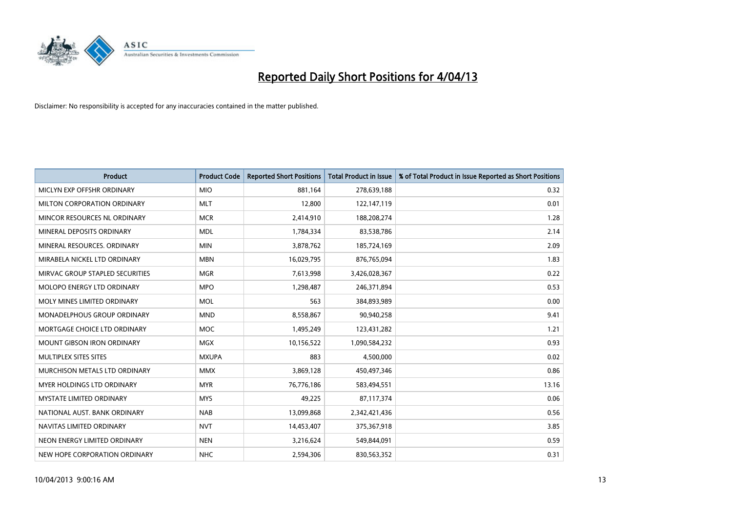# Reported Daily Short Positions for 4/04/13

Disclaimer: No responsibility is accepted for any inaccuracies contained in the matter published.

| Product | Product Code | Reported Short Positions | Total Product in Issue | % of Total Product in Issue Reported as Short Positions |
|---|---|---|---|---|
| MICLYN EXP OFFSHR ORDINARY | MIO | 881,164 | 278,639,188 | 0.32 |
| MILTON CORPORATION ORDINARY | MLT | 12,800 | 122,147,119 | 0.01 |
| MINCOR RESOURCES NL ORDINARY | MCR | 2,414,910 | 188,208,274 | 1.28 |
| MINERAL DEPOSITS ORDINARY | MDL | 1,784,334 | 83,538,786 | 2.14 |
| MINERAL RESOURCES. ORDINARY | MIN | 3,878,762 | 185,724,169 | 2.09 |
| MIRABELA NICKEL LTD ORDINARY | MBN | 16,029,795 | 876,765,094 | 1.83 |
| MIRVAC GROUP STAPLED SECURITIES | MGR | 7,613,998 | 3,426,028,367 | 0.22 |
| MOLOPO ENERGY LTD ORDINARY | MPO | 1,298,487 | 246,371,894 | 0.53 |
| MOLY MINES LIMITED ORDINARY | MOL | 563 | 384,893,989 | 0.00 |
| MONADELPHOUS GROUP ORDINARY | MND | 8,558,867 | 90,940,258 | 9.41 |
| MORTGAGE CHOICE LTD ORDINARY | MOC | 1,495,249 | 123,431,282 | 1.21 |
| MOUNT GIBSON IRON ORDINARY | MGX | 10,156,522 | 1,090,584,232 | 0.93 |
| MULTIPLEX SITES SITES | MXUPA | 883 | 4,500,000 | 0.02 |
| MURCHISON METALS LTD ORDINARY | MMX | 3,869,128 | 450,497,346 | 0.86 |
| MYER HOLDINGS LTD ORDINARY | MYR | 76,776,186 | 583,494,551 | 13.16 |
| MYSTATE LIMITED ORDINARY | MYS | 49,225 | 87,117,374 | 0.06 |
| NATIONAL AUST. BANK ORDINARY | NAB | 13,099,868 | 2,342,421,436 | 0.56 |
| NAVITAS LIMITED ORDINARY | NVT | 14,453,407 | 375,367,918 | 3.85 |
| NEON ENERGY LIMITED ORDINARY | NEN | 3,216,624 | 549,844,091 | 0.59 |
| NEW HOPE CORPORATION ORDINARY | NHC | 2,594,306 | 830,563,352 | 0.31 |

10/04/2013 9:00:16 AM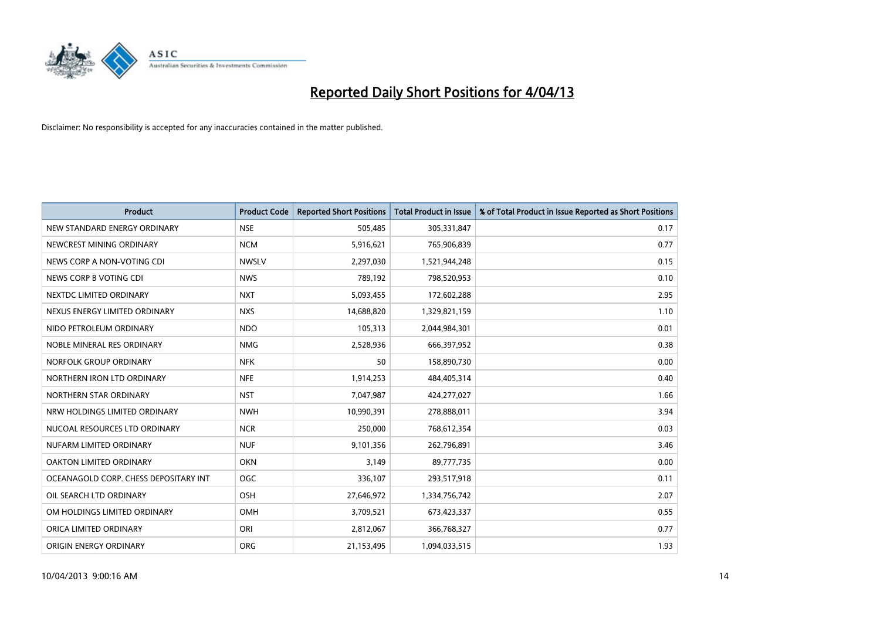# Reported Daily Short Positions for 4/04/13

Disclaimer: No responsibility is accepted for any inaccuracies contained in the matter published.

| Product | Product Code | Reported Short Positions | Total Product in Issue | % of Total Product in Issue Reported as Short Positions |
|---|---|---|---|---|
| NEW STANDARD ENERGY ORDINARY | NSE | 505,485 | 305,331,847 | 0.17 |
| NEWCREST MINING ORDINARY | NCM | 5,916,621 | 765,906,839 | 0.77 |
| NEWS CORP A NON-VOTING CDI | NWSLV | 2,297,030 | 1,521,944,248 | 0.15 |
| NEWS CORP B VOTING CDI | NWS | 789,192 | 798,520,953 | 0.10 |
| NEXTDC LIMITED ORDINARY | NXT | 5,093,455 | 172,602,288 | 2.95 |
| NEXUS ENERGY LIMITED ORDINARY | NXS | 14,688,820 | 1,329,821,159 | 1.10 |
| NIDO PETROLEUM ORDINARY | NDO | 105,313 | 2,044,984,301 | 0.01 |
| NOBLE MINERAL RES ORDINARY | NMG | 2,528,936 | 666,397,952 | 0.38 |
| NORFOLK GROUP ORDINARY | NFK | 50 | 158,890,730 | 0.00 |
| NORTHERN IRON LTD ORDINARY | NFE | 1,914,253 | 484,405,314 | 0.40 |
| NORTHERN STAR ORDINARY | NST | 7,047,987 | 424,277,027 | 1.66 |
| NRW HOLDINGS LIMITED ORDINARY | NWH | 10,990,391 | 278,888,011 | 3.94 |
| NUCOAL RESOURCES LTD ORDINARY | NCR | 250,000 | 768,612,354 | 0.03 |
| NUFARM LIMITED ORDINARY | NUF | 9,101,356 | 262,796,891 | 3.46 |
| OAKTON LIMITED ORDINARY | OKN | 3,149 | 89,777,735 | 0.00 |
| OCEANAGOLD CORP. CHESS DEPOSITARY INT | OGC | 336,107 | 293,517,918 | 0.11 |
| OIL SEARCH LTD ORDINARY | OSH | 27,646,972 | 1,334,756,742 | 2.07 |
| OM HOLDINGS LIMITED ORDINARY | OMH | 3,709,521 | 673,423,337 | 0.55 |
| ORICA LIMITED ORDINARY | ORI | 2,812,067 | 366,768,327 | 0.77 |
| ORIGIN ENERGY ORDINARY | ORG | 21,153,495 | 1,094,033,515 | 1.93 |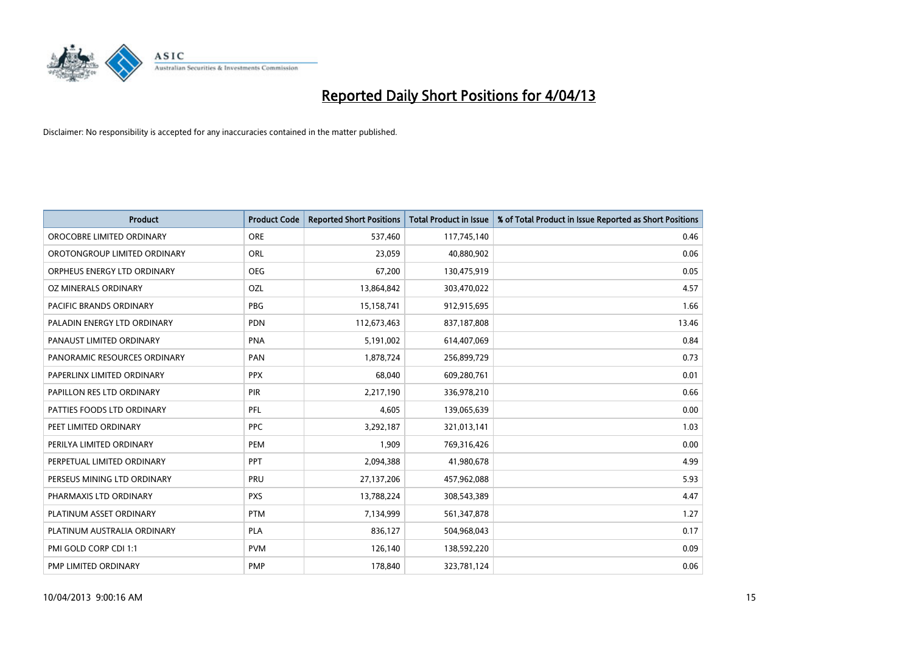# Reported Daily Short Positions for 4/04/13

Disclaimer: No responsibility is accepted for any inaccuracies contained in the matter published.

| Product | Product Code | Reported Short Positions | Total Product in Issue | % of Total Product in Issue Reported as Short Positions |
|---|---|---|---|---|
| OROCOBRE LIMITED ORDINARY | ORE | 537,460 | 117,745,140 | 0.46 |
| OROTONGROUP LIMITED ORDINARY | ORL | 23,059 | 40,880,902 | 0.06 |
| ORPHEUS ENERGY LTD ORDINARY | OEG | 67,200 | 130,475,919 | 0.05 |
| OZ MINERALS ORDINARY | OZL | 13,864,842 | 303,470,022 | 4.57 |
| PACIFIC BRANDS ORDINARY | PBG | 15,158,741 | 912,915,695 | 1.66 |
| PALADIN ENERGY LTD ORDINARY | PDN | 112,673,463 | 837,187,808 | 13.46 |
| PANAUST LIMITED ORDINARY | PNA | 5,191,002 | 614,407,069 | 0.84 |
| PANORAMIC RESOURCES ORDINARY | PAN | 1,878,724 | 256,899,729 | 0.73 |
| PAPERLINX LIMITED ORDINARY | PPX | 68,040 | 609,280,761 | 0.01 |
| PAPILLON RES LTD ORDINARY | PIR | 2,217,190 | 336,978,210 | 0.66 |
| PATTIES FOODS LTD ORDINARY | PFL | 4,605 | 139,065,639 | 0.00 |
| PEET LIMITED ORDINARY | PPC | 3,292,187 | 321,013,141 | 1.03 |
| PERILYA LIMITED ORDINARY | PEM | 1,909 | 769,316,426 | 0.00 |
| PERPETUAL LIMITED ORDINARY | PPT | 2,094,388 | 41,980,678 | 4.99 |
| PERSEUS MINING LTD ORDINARY | PRU | 27,137,206 | 457,962,088 | 5.93 |
| PHARMAXIS LTD ORDINARY | PXS | 13,788,224 | 308,543,389 | 4.47 |
| PLATINUM ASSET ORDINARY | PTM | 7,134,999 | 561,347,878 | 1.27 |
| PLATINUM AUSTRALIA ORDINARY | PLA | 836,127 | 504,968,043 | 0.17 |
| PMI GOLD CORP CDI 1:1 | PVM | 126,140 | 138,592,220 | 0.09 |
| PMP LIMITED ORDINARY | PMP | 178,840 | 323,781,124 | 0.06 |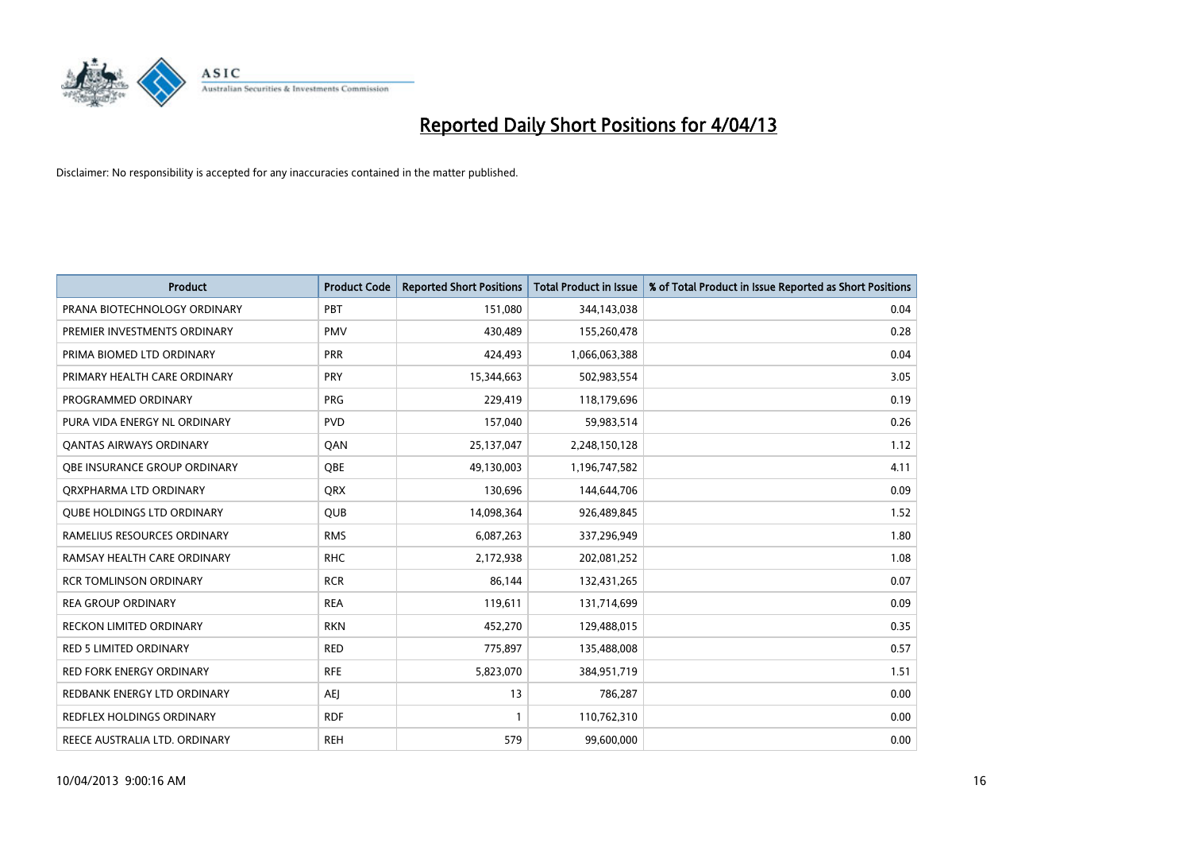# Reported Daily Short Positions for 4/04/13

Disclaimer: No responsibility is accepted for any inaccuracies contained in the matter published.

| Product | Product Code | Reported Short Positions | Total Product in Issue | % of Total Product in Issue Reported as Short Positions |
|---|---|---|---|---|
| PRANA BIOTECHNOLOGY ORDINARY | PBT | 151,080 | 344,143,038 | 0.04 |
| PREMIER INVESTMENTS ORDINARY | PMV | 430,489 | 155,260,478 | 0.28 |
| PRIMA BIOMED LTD ORDINARY | PRR | 424,493 | 1,066,063,388 | 0.04 |
| PRIMARY HEALTH CARE ORDINARY | PRY | 15,344,663 | 502,983,554 | 3.05 |
| PROGRAMMED ORDINARY | PRG | 229,419 | 118,179,696 | 0.19 |
| PURA VIDA ENERGY NL ORDINARY | PVD | 157,040 | 59,983,514 | 0.26 |
| QANTAS AIRWAYS ORDINARY | QAN | 25,137,047 | 2,248,150,128 | 1.12 |
| QBE INSURANCE GROUP ORDINARY | QBE | 49,130,003 | 1,196,747,582 | 4.11 |
| QRXPHARMA LTD ORDINARY | QRX | 130,696 | 144,644,706 | 0.09 |
| QUBE HOLDINGS LTD ORDINARY | QUB | 14,098,364 | 926,489,845 | 1.52 |
| RAMELIUS RESOURCES ORDINARY | RMS | 6,087,263 | 337,296,949 | 1.80 |
| RAMSAY HEALTH CARE ORDINARY | RHC | 2,172,938 | 202,081,252 | 1.08 |
| RCR TOMLINSON ORDINARY | RCR | 86,144 | 132,431,265 | 0.07 |
| REA GROUP ORDINARY | REA | 119,611 | 131,714,699 | 0.09 |
| RECKON LIMITED ORDINARY | RKN | 452,270 | 129,488,015 | 0.35 |
| RED 5 LIMITED ORDINARY | RED | 775,897 | 135,488,008 | 0.57 |
| RED FORK ENERGY ORDINARY | RFE | 5,823,070 | 384,951,719 | 1.51 |
| REDBANK ENERGY LTD ORDINARY | AEJ | 13 | 786,287 | 0.00 |
| REDFLEX HOLDINGS ORDINARY | RDF | 1 | 110,762,310 | 0.00 |
| REECE AUSTRALIA LTD. ORDINARY | REH | 579 | 99,600,000 | 0.00 |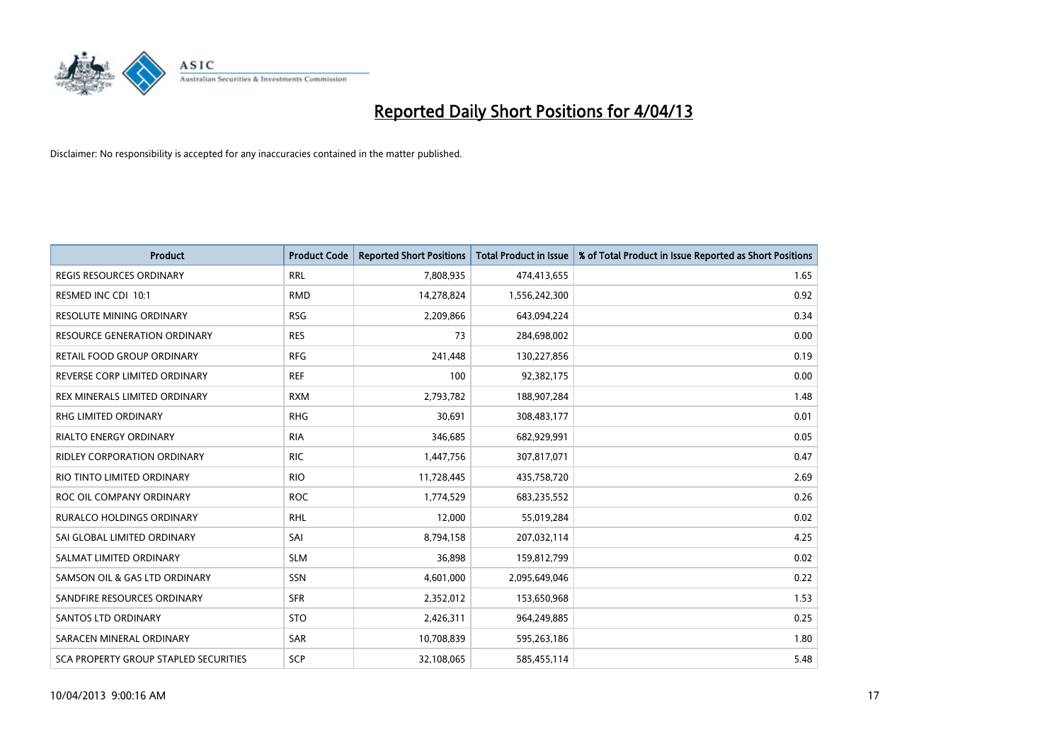# Reported Daily Short Positions for 4/04/13

Disclaimer: No responsibility is accepted for any inaccuracies contained in the matter published.

| Product | Product Code | Reported Short Positions | Total Product in Issue | % of Total Product in Issue Reported as Short Positions |
|---|---|---|---|---|
| REGIS RESOURCES ORDINARY | RRL | 7,808,935 | 474,413,655 | 1.65 |
| RESMED INC CDI 10:1 | RMD | 14,278,824 | 1,556,242,300 | 0.92 |
| RESOLUTE MINING ORDINARY | RSG | 2,209,866 | 643,094,224 | 0.34 |
| RESOURCE GENERATION ORDINARY | RES | 73 | 284,698,002 | 0.00 |
| RETAIL FOOD GROUP ORDINARY | RFG | 241,448 | 130,227,856 | 0.19 |
| REVERSE CORP LIMITED ORDINARY | REF | 100 | 92,382,175 | 0.00 |
| REX MINERALS LIMITED ORDINARY | RXM | 2,793,782 | 188,907,284 | 1.48 |
| RHG LIMITED ORDINARY | RHG | 30,691 | 308,483,177 | 0.01 |
| RIALTO ENERGY ORDINARY | RIA | 346,685 | 682,929,991 | 0.05 |
| RIDLEY CORPORATION ORDINARY | RIC | 1,447,756 | 307,817,071 | 0.47 |
| RIO TINTO LIMITED ORDINARY | RIO | 11,728,445 | 435,758,720 | 2.69 |
| ROC OIL COMPANY ORDINARY | ROC | 1,774,529 | 683,235,552 | 0.26 |
| RURALCO HOLDINGS ORDINARY | RHL | 12,000 | 55,019,284 | 0.02 |
| SAI GLOBAL LIMITED ORDINARY | SAI | 8,794,158 | 207,032,114 | 4.25 |
| SALMAT LIMITED ORDINARY | SLM | 36,898 | 159,812,799 | 0.02 |
| SAMSON OIL & GAS LTD ORDINARY | SSN | 4,601,000 | 2,095,649,046 | 0.22 |
| SANDFIRE RESOURCES ORDINARY | SFR | 2,352,012 | 153,650,968 | 1.53 |
| SANTOS LTD ORDINARY | STO | 2,426,311 | 964,249,885 | 0.25 |
| SARACEN MINERAL ORDINARY | SAR | 10,708,839 | 595,263,186 | 1.80 |
| SCA PROPERTY GROUP STAPLED SECURITIES | SCP | 32,108,065 | 585,455,114 | 5.48 |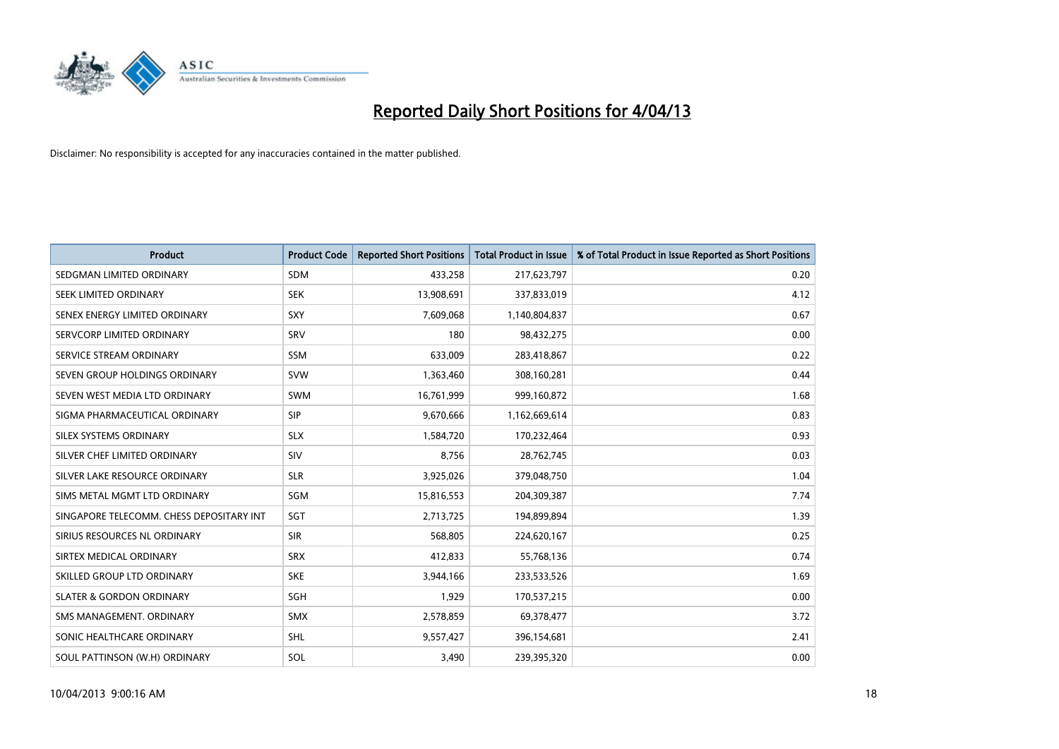# Reported Daily Short Positions for 4/04/13

Disclaimer: No responsibility is accepted for any inaccuracies contained in the matter published.

| Product | Product Code | Reported Short Positions | Total Product in Issue | % of Total Product in Issue Reported as Short Positions |
|---|---|---|---|---|
| SEDGMAN LIMITED ORDINARY | SDM | 433,258 | 217,623,797 | 0.20 |
| SEEK LIMITED ORDINARY | SEK | 13,908,691 | 337,833,019 | 4.12 |
| SENEX ENERGY LIMITED ORDINARY | SXY | 7,609,068 | 1,140,804,837 | 0.67 |
| SERVCORP LIMITED ORDINARY | SRV | 180 | 98,432,275 | 0.00 |
| SERVICE STREAM ORDINARY | SSM | 633,009 | 283,418,867 | 0.22 |
| SEVEN GROUP HOLDINGS ORDINARY | SVW | 1,363,460 | 308,160,281 | 0.44 |
| SEVEN WEST MEDIA LTD ORDINARY | SWM | 16,761,999 | 999,160,872 | 1.68 |
| SIGMA PHARMACEUTICAL ORDINARY | SIP | 9,670,666 | 1,162,669,614 | 0.83 |
| SILEX SYSTEMS ORDINARY | SLX | 1,584,720 | 170,232,464 | 0.93 |
| SILVER CHEF LIMITED ORDINARY | SIV | 8,756 | 28,762,745 | 0.03 |
| SILVER LAKE RESOURCE ORDINARY | SLR | 3,925,026 | 379,048,750 | 1.04 |
| SIMS METAL MGMT LTD ORDINARY | SGM | 15,816,553 | 204,309,387 | 7.74 |
| SINGAPORE TELECOMM. CHESS DEPOSITARY INT | SGT | 2,713,725 | 194,899,894 | 1.39 |
| SIRIUS RESOURCES NL ORDINARY | SIR | 568,805 | 224,620,167 | 0.25 |
| SIRTEX MEDICAL ORDINARY | SRX | 412,833 | 55,768,136 | 0.74 |
| SKILLED GROUP LTD ORDINARY | SKE | 3,944,166 | 233,533,526 | 1.69 |
| SLATER & GORDON ORDINARY | SGH | 1,929 | 170,537,215 | 0.00 |
| SMS MANAGEMENT. ORDINARY | SMX | 2,578,859 | 69,378,477 | 3.72 |
| SONIC HEALTHCARE ORDINARY | SHL | 9,557,427 | 396,154,681 | 2.41 |
| SOUL PATTINSON (W.H) ORDINARY | SOL | 3,490 | 239,395,320 | 0.00 |

10/04/2013 9:00:16 AM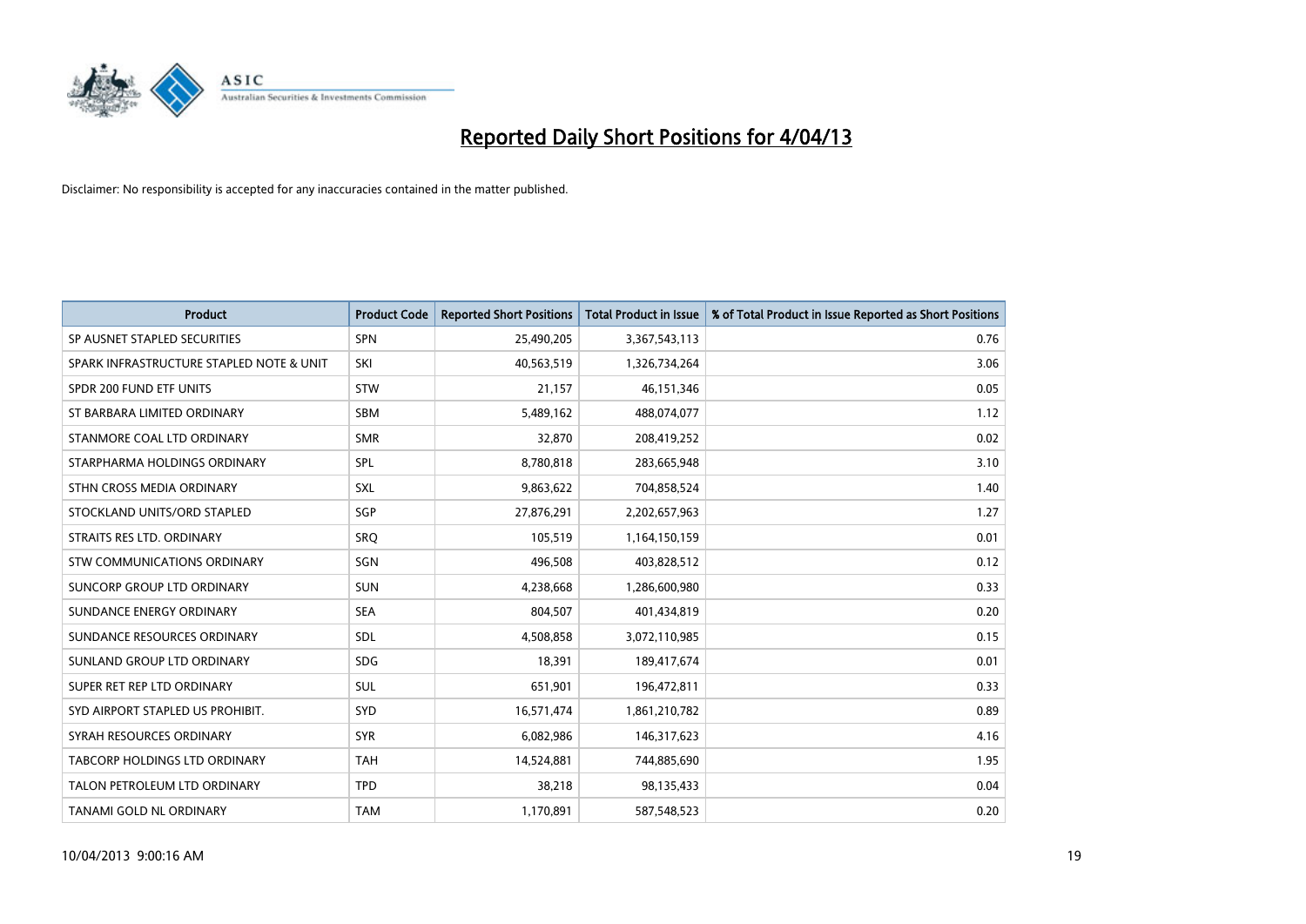# Reported Daily Short Positions for 4/04/13

Disclaimer: No responsibility is accepted for any inaccuracies contained in the matter published.

| Product | Product Code | Reported Short Positions | Total Product in Issue | % of Total Product in Issue Reported as Short Positions |
|---|---|---|---|---|
| SP AUSNET STAPLED SECURITIES | SPN | 25,490,205 | 3,367,543,113 | 0.76 |
| SPARK INFRASTRUCTURE STAPLED NOTE & UNIT | SKI | 40,563,519 | 1,326,734,264 | 3.06 |
| SPDR 200 FUND ETF UNITS | STW | 21,157 | 46,151,346 | 0.05 |
| ST BARBARA LIMITED ORDINARY | SBM | 5,489,162 | 488,074,077 | 1.12 |
| STANMORE COAL LTD ORDINARY | SMR | 32,870 | 208,419,252 | 0.02 |
| STARPHARMA HOLDINGS ORDINARY | SPL | 8,780,818 | 283,665,948 | 3.10 |
| STHN CROSS MEDIA ORDINARY | SXL | 9,863,622 | 704,858,524 | 1.40 |
| STOCKLAND UNITS/ORD STAPLED | SGP | 27,876,291 | 2,202,657,963 | 1.27 |
| STRAITS RES LTD. ORDINARY | SRQ | 105,519 | 1,164,150,159 | 0.01 |
| STW COMMUNICATIONS ORDINARY | SGN | 496,508 | 403,828,512 | 0.12 |
| SUNCORP GROUP LTD ORDINARY | SUN | 4,238,668 | 1,286,600,980 | 0.33 |
| SUNDANCE ENERGY ORDINARY | SEA | 804,507 | 401,434,819 | 0.20 |
| SUNDANCE RESOURCES ORDINARY | SDL | 4,508,858 | 3,072,110,985 | 0.15 |
| SUNLAND GROUP LTD ORDINARY | SDG | 18,391 | 189,417,674 | 0.01 |
| SUPER RET REP LTD ORDINARY | SUL | 651,901 | 196,472,811 | 0.33 |
| SYD AIRPORT STAPLED US PROHIBIT. | SYD | 16,571,474 | 1,861,210,782 | 0.89 |
| SYRAH RESOURCES ORDINARY | SYR | 6,082,986 | 146,317,623 | 4.16 |
| TABCORP HOLDINGS LTD ORDINARY | TAH | 14,524,881 | 744,885,690 | 1.95 |
| TALON PETROLEUM LTD ORDINARY | TPD | 38,218 | 98,135,433 | 0.04 |
| TANAMI GOLD NL ORDINARY | TAM | 1,170,891 | 587,548,523 | 0.20 |

10/04/2013 9:00:16 AM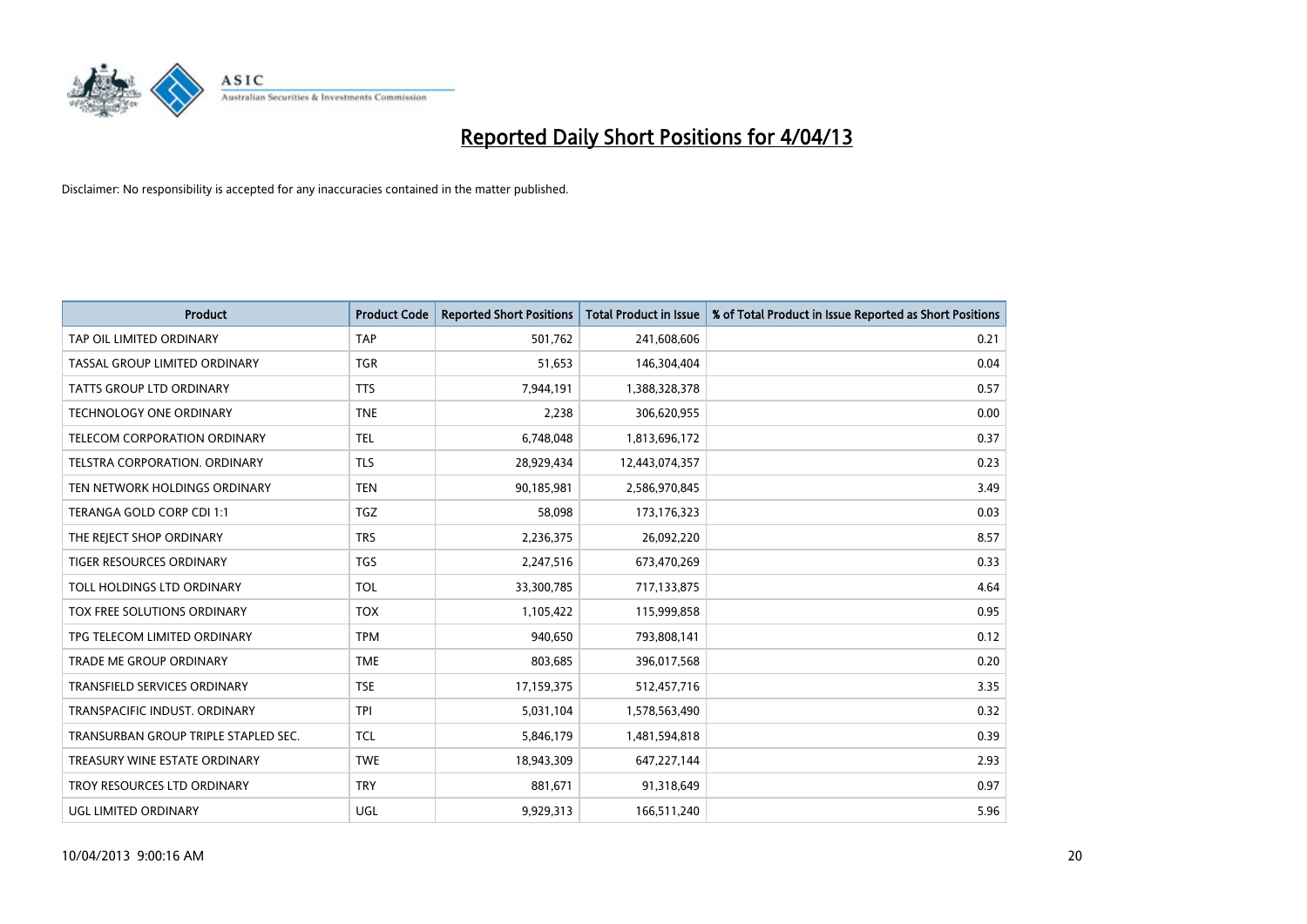# Reported Daily Short Positions for 4/04/13

Disclaimer: No responsibility is accepted for any inaccuracies contained in the matter published.

| Product | Product Code | Reported Short Positions | Total Product in Issue | % of Total Product in Issue Reported as Short Positions |
|---|---|---|---|---|
| TAP OIL LIMITED ORDINARY | TAP | 501,762 | 241,608,606 | 0.21 |
| TASSAL GROUP LIMITED ORDINARY | TGR | 51,653 | 146,304,404 | 0.04 |
| TATTS GROUP LTD ORDINARY | TTS | 7,944,191 | 1,388,328,378 | 0.57 |
| TECHNOLOGY ONE ORDINARY | TNE | 2,238 | 306,620,955 | 0.00 |
| TELECOM CORPORATION ORDINARY | TEL | 6,748,048 | 1,813,696,172 | 0.37 |
| TELSTRA CORPORATION. ORDINARY | TLS | 28,929,434 | 12,443,074,357 | 0.23 |
| TEN NETWORK HOLDINGS ORDINARY | TEN | 90,185,981 | 2,586,970,845 | 3.49 |
| TERANGA GOLD CORP CDI 1:1 | TGZ | 58,098 | 173,176,323 | 0.03 |
| THE REJECT SHOP ORDINARY | TRS | 2,236,375 | 26,092,220 | 8.57 |
| TIGER RESOURCES ORDINARY | TGS | 2,247,516 | 673,470,269 | 0.33 |
| TOLL HOLDINGS LTD ORDINARY | TOL | 33,300,785 | 717,133,875 | 4.64 |
| TOX FREE SOLUTIONS ORDINARY | TOX | 1,105,422 | 115,999,858 | 0.95 |
| TPG TELECOM LIMITED ORDINARY | TPM | 940,650 | 793,808,141 | 0.12 |
| TRADE ME GROUP ORDINARY | TME | 803,685 | 396,017,568 | 0.20 |
| TRANSFIELD SERVICES ORDINARY | TSE | 17,159,375 | 512,457,716 | 3.35 |
| TRANSPACIFIC INDUST. ORDINARY | TPI | 5,031,104 | 1,578,563,490 | 0.32 |
| TRANSURBAN GROUP TRIPLE STAPLED SEC. | TCL | 5,846,179 | 1,481,594,818 | 0.39 |
| TREASURY WINE ESTATE ORDINARY | TWE | 18,943,309 | 647,227,144 | 2.93 |
| TROY RESOURCES LTD ORDINARY | TRY | 881,671 | 91,318,649 | 0.97 |
| UGL LIMITED ORDINARY | UGL | 9,929,313 | 166,511,240 | 5.96 |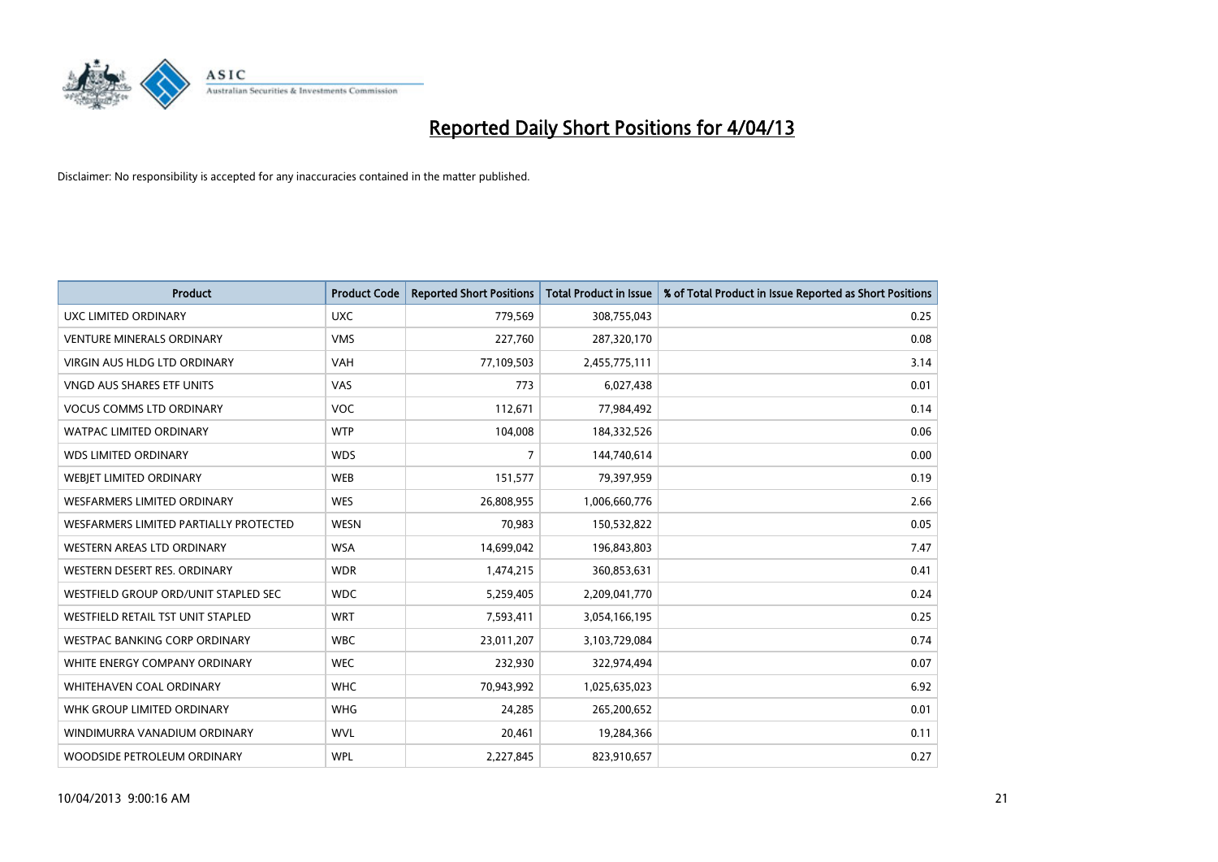# Reported Daily Short Positions for 4/04/13

Disclaimer: No responsibility is accepted for any inaccuracies contained in the matter published.

| Product | Product Code | Reported Short Positions | Total Product in Issue | % of Total Product in Issue Reported as Short Positions |
|---|---|---|---|---|
| UXC LIMITED ORDINARY | UXC | 779,569 | 308,755,043 | 0.25 |
| VENTURE MINERALS ORDINARY | VMS | 227,760 | 287,320,170 | 0.08 |
| VIRGIN AUS HLDG LTD ORDINARY | VAH | 77,109,503 | 2,455,775,111 | 3.14 |
| VNGD AUS SHARES ETF UNITS | VAS | 773 | 6,027,438 | 0.01 |
| VOCUS COMMS LTD ORDINARY | VOC | 112,671 | 77,984,492 | 0.14 |
| WATPAC LIMITED ORDINARY | WTP | 104,008 | 184,332,526 | 0.06 |
| WDS LIMITED ORDINARY | WDS | 7 | 144,740,614 | 0.00 |
| WEBJET LIMITED ORDINARY | WEB | 151,577 | 79,397,959 | 0.19 |
| WESFARMERS LIMITED ORDINARY | WES | 26,808,955 | 1,006,660,776 | 2.66 |
| WESFARMERS LIMITED PARTIALLY PROTECTED | WESN | 70,983 | 150,532,822 | 0.05 |
| WESTERN AREAS LTD ORDINARY | WSA | 14,699,042 | 196,843,803 | 7.47 |
| WESTERN DESERT RES. ORDINARY | WDR | 1,474,215 | 360,853,631 | 0.41 |
| WESTFIELD GROUP ORD/UNIT STAPLED SEC | WDC | 5,259,405 | 2,209,041,770 | 0.24 |
| WESTFIELD RETAIL TST UNIT STAPLED | WRT | 7,593,411 | 3,054,166,195 | 0.25 |
| WESTPAC BANKING CORP ORDINARY | WBC | 23,011,207 | 3,103,729,084 | 0.74 |
| WHITE ENERGY COMPANY ORDINARY | WEC | 232,930 | 322,974,494 | 0.07 |
| WHITEHAVEN COAL ORDINARY | WHC | 70,943,992 | 1,025,635,023 | 6.92 |
| WHK GROUP LIMITED ORDINARY | WHG | 24,285 | 265,200,652 | 0.01 |
| WINDIMURRA VANADIUM ORDINARY | WVL | 20,461 | 19,284,366 | 0.11 |
| WOODSIDE PETROLEUM ORDINARY | WPL | 2,227,845 | 823,910,657 | 0.27 |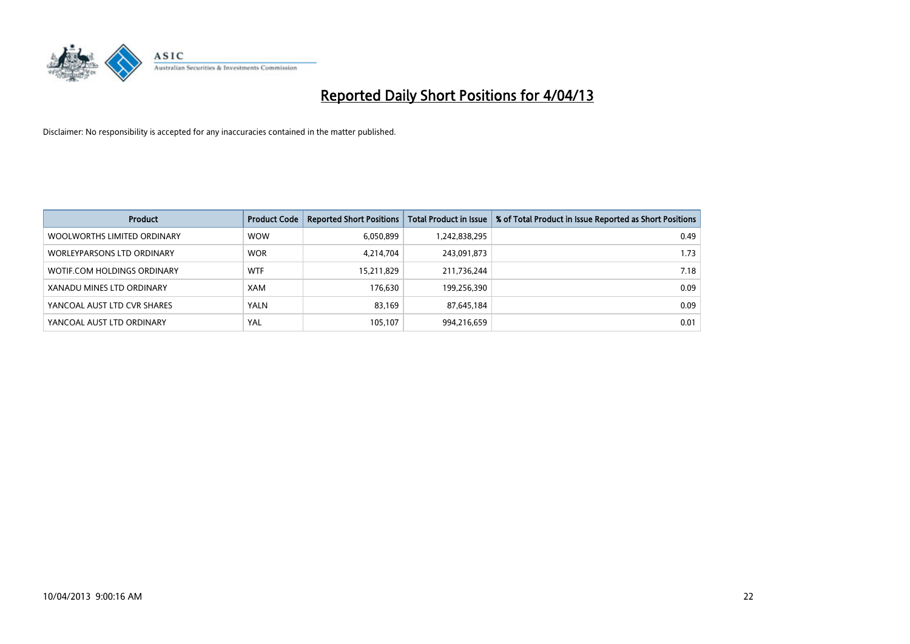# Reported Daily Short Positions for 4/04/13

Disclaimer: No responsibility is accepted for any inaccuracies contained in the matter published.

| Product | Product Code | Reported Short Positions | Total Product in Issue | % of Total Product in Issue Reported as Short Positions |
|---|---|---|---|---|
| WOOLWORTHS LIMITED ORDINARY | WOW | 6,050,899 | 1,242,838,295 | 0.49 |
| WORLEYPARSONS LTD ORDINARY | WOR | 4,214,704 | 243,091,873 | 1.73 |
| WOTIF.COM HOLDINGS ORDINARY | WTF | 15,211,829 | 211,736,244 | 7.18 |
| XANADU MINES LTD ORDINARY | XAM | 176,630 | 199,256,390 | 0.09 |
| YANCOAL AUST LTD CVR SHARES | YALN | 83,169 | 87,645,184 | 0.09 |
| YANCOAL AUST LTD ORDINARY | YAL | 105,107 | 994,216,659 | 0.01 |